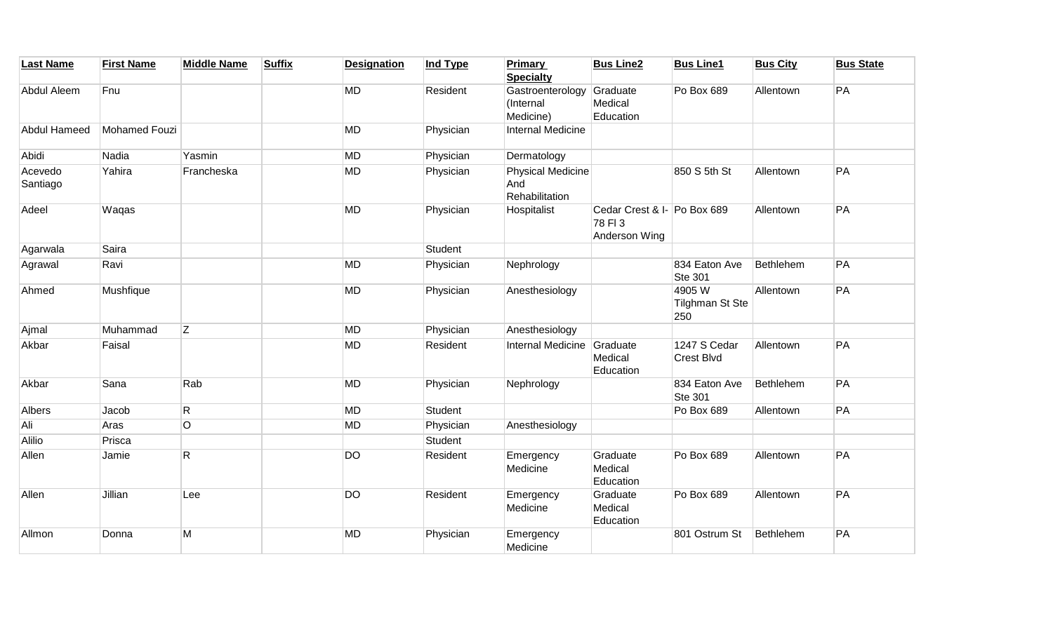| Last Name | First Name | Middle Name | Suffix | Designation | Ind Type | Primary Specialty | Bus Line2 | Bus Line1 | Bus City | Bus State |
|---|---|---|---|---|---|---|---|---|---|---|
| Abdul Aleem | Fnu | | | MD | Resident | Gastroenterology (Internal Medicine) | Graduate Medical Education | Po Box 689 | Allentown | PA |
| Abdul Hameed | Mohamed Fouzi | | | MD | Physician | Internal Medicine | | | | |
| Abidi | Nadia | Yasmin | | MD | Physician | Dermatology | | | | |
| Acevedo Santiago | Yahira | Francheska | | MD | Physician | Physical Medicine And Rehabilitation | | 850 S 5th St | Allentown | PA |
| Adeel | Waqas | | | MD | Physician | Hospitalist | Cedar Crest & I-78 Fl 3 Anderson Wing | Po Box 689 | Allentown | PA |
| Agarwala | Saira | | | | Student | | | | | |
| Agrawal | Ravi | | | MD | Physician | Nephrology | | 834 Eaton Ave Ste 301 | Bethlehem | PA |
| Ahmed | Mushfique | | | MD | Physician | Anesthesiology | | 4905 W Tilghman St Ste 250 | Allentown | PA |
| Ajmal | Muhammad | Z | | MD | Physician | Anesthesiology | | | | |
| Akbar | Faisal | | | MD | Resident | Internal Medicine | Graduate Medical Education | 1247 S Cedar Crest Blvd | Allentown | PA |
| Akbar | Sana | Rab | | MD | Physician | Nephrology | | 834 Eaton Ave Ste 301 | Bethlehem | PA |
| Albers | Jacob | R | | MD | Student | | | Po Box 689 | Allentown | PA |
| Ali | Aras | O | | MD | Physician | Anesthesiology | | | | |
| Alilio | Prisca | | | | Student | | | | | |
| Allen | Jamie | R | | DO | Resident | Emergency Medicine | Graduate Medical Education | Po Box 689 | Allentown | PA |
| Allen | Jillian | Lee | | DO | Resident | Emergency Medicine | Graduate Medical Education | Po Box 689 | Allentown | PA |
| Allmon | Donna | M | | MD | Physician | Emergency Medicine | | 801 Ostrum St | Bethlehem | PA |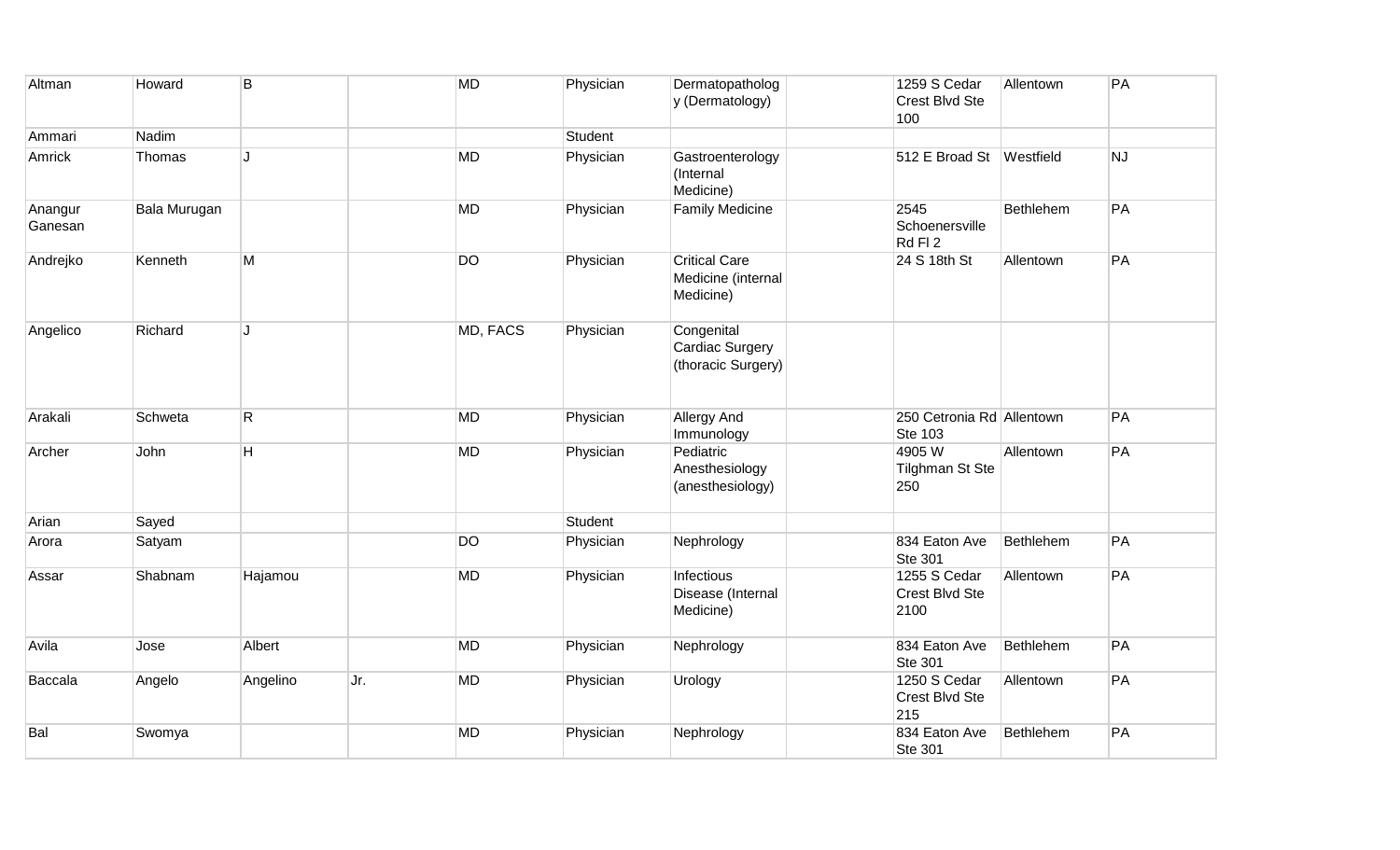| | | | | | | | | | | |
|---|---|---|---|---|---|---|---|---|---|---|
| Altman | Howard | B | | MD | Physician | Dermatopathology (Dermatology) | | 1259 S Cedar Crest Blvd Ste 100 | Allentown | PA |
| Ammari | Nadim | | | | Student | | | | | |
| Amrick | Thomas | J | | MD | Physician | Gastroenterology (Internal Medicine) | | 512 E Broad St | Westfield | NJ |
| Anangur Ganesan | Bala Murugan | | | MD | Physician | Family Medicine | | 2545 Schoenersville Rd Fl 2 | Bethlehem | PA |
| Andrejko | Kenneth | M | | DO | Physician | Critical Care Medicine (internal Medicine) | | 24 S 18th St | Allentown | PA |
| Angelico | Richard | J | | MD, FACS | Physician | Congenital Cardiac Surgery (thoracic Surgery) | | | | |
| Arakali | Schweta | R | | MD | Physician | Allergy And Immunology | | 250 Cetronia Rd Ste 103 | Allentown | PA |
| Archer | John | H | | MD | Physician | Pediatric Anesthesiology (anesthesiology) | | 4905 W Tilghman St Ste 250 | Allentown | PA |
| Arian | Sayed | | | | Student | | | | | |
| Arora | Satyam | | | DO | Physician | Nephrology | | 834 Eaton Ave Ste 301 | Bethlehem | PA |
| Assar | Shabnam | Hajamou | | MD | Physician | Infectious Disease (Internal Medicine) | | 1255 S Cedar Crest Blvd Ste 2100 | Allentown | PA |
| Avila | Jose | Albert | | MD | Physician | Nephrology | | 834 Eaton Ave Ste 301 | Bethlehem | PA |
| Baccala | Angelo | Angelino | Jr. | MD | Physician | Urology | | 1250 S Cedar Crest Blvd Ste 215 | Allentown | PA |
| Bal | Swomya | | | MD | Physician | Nephrology | | 834 Eaton Ave Ste 301 | Bethlehem | PA |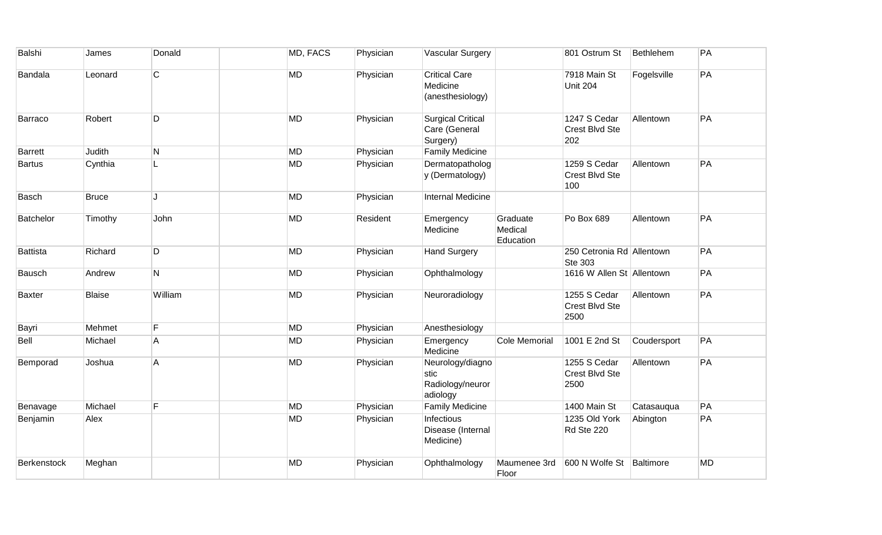| Balshi | James | Donald | | MD, FACS | Physician | Vascular Surgery | | 801 Ostrum St | Bethlehem | PA |
|---|---|---|---|---|---|---|---|---|---|---|
| Bandala | Leonard | C | | MD | Physician | Critical Care Medicine (anesthesiology) | | 7918 Main St Unit 204 | Fogelsville | PA |
| Barraco | Robert | D | | MD | Physician | Surgical Critical Care (General Surgery) | | 1247 S Cedar Crest Blvd Ste 202 | Allentown | PA |
| Barrett | Judith | N | | MD | Physician | Family Medicine | | | | |
| Bartus | Cynthia | L | | MD | Physician | Dermatopatholog y (Dermatology) | | 1259 S Cedar Crest Blvd Ste 100 | Allentown | PA |
| Basch | Bruce | J | | MD | Physician | Internal Medicine | | | | |
| Batchelor | Timothy | John | | MD | Resident | Emergency Medicine | Graduate Medical Education | Po Box 689 | Allentown | PA |
| Battista | Richard | D | | MD | Physician | Hand Surgery | | 250 Cetronia Rd Ste 303 | Allentown | PA |
| Bausch | Andrew | N | | MD | Physician | Ophthalmology | | 1616 W Allen St | Allentown | PA |
| Baxter | Blaise | William | | MD | Physician | Neuroradiology | | 1255 S Cedar Crest Blvd Ste 2500 | Allentown | PA |
| Bayri | Mehmet | F | | MD | Physician | Anesthesiology | | | | |
| Bell | Michael | A | | MD | Physician | Emergency Medicine | Cole Memorial | 1001 E 2nd St | Coudersport | PA |
| Bemporad | Joshua | A | | MD | Physician | Neurology/diagno stic Radiology/neuror adiology | | 1255 S Cedar Crest Blvd Ste 2500 | Allentown | PA |
| Benavage | Michael | F | | MD | Physician | Family Medicine | | 1400 Main St | Catasauqua | PA |
| Benjamin | Alex | | | MD | Physician | Infectious Disease (Internal Medicine) | | 1235 Old York Rd Ste 220 | Abington | PA |
| Berkenstock | Meghan | | | MD | Physician | Ophthalmology | Maumenee 3rd Floor | 600 N Wolfe St | Baltimore | MD |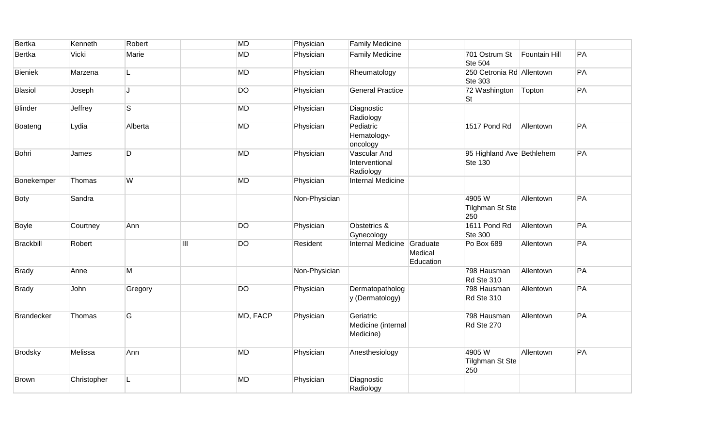| | | | | | | | | | | |
|---|---|---|---|---|---|---|---|---|---|---|
| Bertka | Kenneth | Robert | | MD | Physician | Family Medicine | | | | |
| Bertka | Vicki | Marie | | MD | Physician | Family Medicine | | 701 Ostrum St Ste 504 | Fountain Hill | PA |
| Bieniek | Marzena | L | | MD | Physician | Rheumatology | | 250 Cetronia Rd Ste 303 | Allentown | PA |
| Blasiol | Joseph | J | | DO | Physician | General Practice | | 72 Washington St | Topton | PA |
| Blinder | Jeffrey | S | | MD | Physician | Diagnostic Radiology | | | | |
| Boateng | Lydia | Alberta | | MD | Physician | Pediatric Hematology-oncology | | 1517 Pond Rd | Allentown | PA |
| Bohri | James | D | | MD | Physician | Vascular And Interventional Radiology | | 95 Highland Ave Ste 130 | Bethlehem | PA |
| Bonekemper | Thomas | W | | MD | Physician | Internal Medicine | | | | |
| Boty | Sandra | | | | Non-Physician | | | 4905 W Tilghman St Ste 250 | Allentown | PA |
| Boyle | Courtney | Ann | | DO | Physician | Obstetrics & Gynecology | | 1611 Pond Rd Ste 300 | Allentown | PA |
| Brackbill | Robert | | III | DO | Resident | Internal Medicine | Graduate Medical Education | Po Box 689 | Allentown | PA |
| Brady | Anne | M | | | Non-Physician | | | 798 Hausman Rd Ste 310 | Allentown | PA |
| Brady | John | Gregory | | DO | Physician | Dermatopathology (Dermatology) | | 798 Hausman Rd Ste 310 | Allentown | PA |
| Brandecker | Thomas | G | | MD, FACP | Physician | Geriatric Medicine (internal Medicine) | | 798 Hausman Rd Ste 270 | Allentown | PA |
| Brodsky | Melissa | Ann | | MD | Physician | Anesthesiology | | 4905 W Tilghman St Ste 250 | Allentown | PA |
| Brown | Christopher | L | | MD | Physician | Diagnostic Radiology | | | | |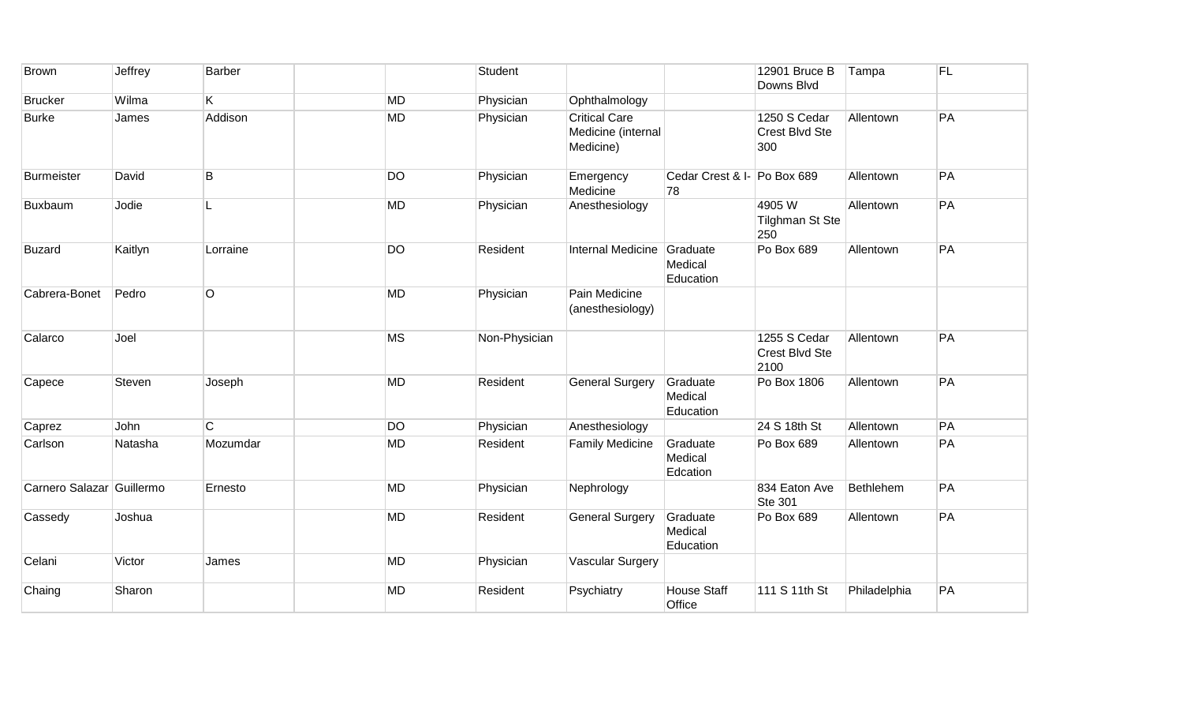| Brown | Jeffrey | Barber | | | Student | | | 12901 Bruce B Downs Blvd | Tampa | FL |
|---|---|---|---|---|---|---|---|---|---|---|
| Brucker | Wilma | K | | MD | Physician | Ophthalmology | | | | |
| Burke | James | Addison | | MD | Physician | Critical Care Medicine (internal Medicine) | | 1250 S Cedar Crest Blvd Ste 300 | Allentown | PA |
| Burmeister | David | B | | DO | Physician | Emergency Medicine | Cedar Crest & I-78 | Po Box 689 | Allentown | PA |
| Buxbaum | Jodie | L | | MD | Physician | Anesthesiology | | 4905 W Tilghman St Ste 250 | Allentown | PA |
| Buzard | Kaitlyn | Lorraine | | DO | Resident | Internal Medicine | Graduate Medical Education | Po Box 689 | Allentown | PA |
| Cabrera-Bonet | Pedro | O | | MD | Physician | Pain Medicine (anesthesiology) | | | | |
| Calarco | Joel | | | MS | Non-Physician | | | 1255 S Cedar Crest Blvd Ste 2100 | Allentown | PA |
| Capece | Steven | Joseph | | MD | Resident | General Surgery | Graduate Medical Education | Po Box 1806 | Allentown | PA |
| Caprez | John | C | | DO | Physician | Anesthesiology | | 24 S 18th St | Allentown | PA |
| Carlson | Natasha | Mozumdar | | MD | Resident | Family Medicine | Graduate Medical Edcation | Po Box 689 | Allentown | PA |
| Carnero Salazar | Guillermo | Ernesto | | MD | Physician | Nephrology | | 834 Eaton Ave Ste 301 | Bethlehem | PA |
| Cassedy | Joshua | | | MD | Resident | General Surgery | Graduate Medical Education | Po Box 689 | Allentown | PA |
| Celani | Victor | James | | MD | Physician | Vascular Surgery | | | | |
| Chaing | Sharon | | | MD | Resident | Psychiatry | House Staff Office | 111 S 11th St | Philadelphia | PA |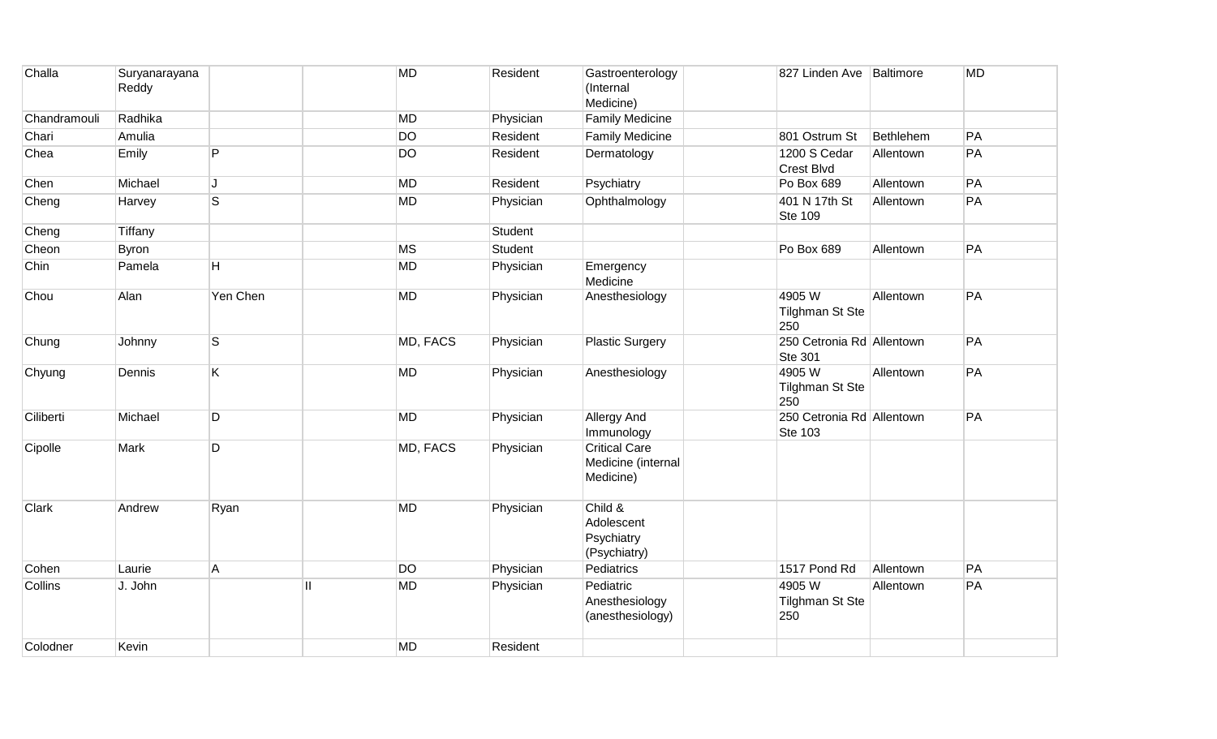| | | | | | | | | | | |
|---|---|---|---|---|---|---|---|---|---|---|
| Challa | Suryanarayana Reddy | | | MD | Resident | Gastroenterology (Internal Medicine) | | 827 Linden Ave | Baltimore | MD |
| Chandramouli | Radhika | | | MD | Physician | Family Medicine | | | | |
| Chari | Amulia | | | DO | Resident | Family Medicine | | 801 Ostrum St | Bethlehem | PA |
| Chea | Emily | P | | DO | Resident | Dermatology | | 1200 S Cedar Crest Blvd | Allentown | PA |
| Chen | Michael | J | | MD | Resident | Psychiatry | | Po Box 689 | Allentown | PA |
| Cheng | Harvey | S | | MD | Physician | Ophthalmology | | 401 N 17th St Ste 109 | Allentown | PA |
| Cheng | Tiffany | | | | Student | | | | | |
| Cheon | Byron | | | MS | Student | | | Po Box 689 | Allentown | PA |
| Chin | Pamela | H | | MD | Physician | Emergency Medicine | | | | |
| Chou | Alan | Yen Chen | | MD | Physician | Anesthesiology | | 4905 W Tilghman St Ste 250 | Allentown | PA |
| Chung | Johnny | S | | MD, FACS | Physician | Plastic Surgery | | 250 Cetronia Rd Ste 301 | Allentown | PA |
| Chyung | Dennis | K | | MD | Physician | Anesthesiology | | 4905 W Tilghman St Ste 250 | Allentown | PA |
| Ciliberti | Michael | D | | MD | Physician | Allergy And Immunology | | 250 Cetronia Rd Ste 103 | Allentown | PA |
| Cipolle | Mark | D | | MD, FACS | Physician | Critical Care Medicine (internal Medicine) | | | | |
| Clark | Andrew | Ryan | | MD | Physician | Child & Adolescent Psychiatry (Psychiatry) | | | | |
| Cohen | Laurie | A | | DO | Physician | Pediatrics | | 1517 Pond Rd | Allentown | PA |
| Collins | J. John | | II | MD | Physician | Pediatric Anesthesiology (anesthesiology) | | 4905 W Tilghman St Ste 250 | Allentown | PA |
| Colodner | Kevin | | | MD | Resident | | | | | |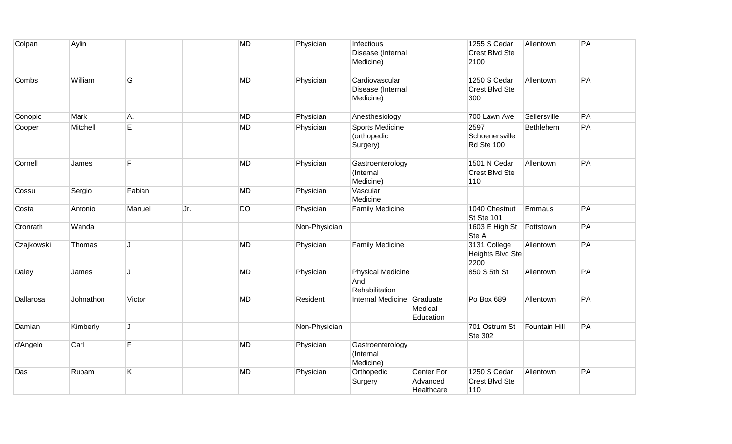| | | | | | | | | | | |
|---|---|---|---|---|---|---|---|---|---|---|
| Colpan | Aylin | | | MD | Physician | Infectious Disease (Internal Medicine) | | 1255 S Cedar Crest Blvd Ste 2100 | Allentown | PA |
| Combs | William | G | | MD | Physician | Cardiovascular Disease (Internal Medicine) | | 1250 S Cedar Crest Blvd Ste 300 | Allentown | PA |
| Conopio | Mark | A. | | MD | Physician | Anesthesiology | | 700 Lawn Ave | Sellersville | PA |
| Cooper | Mitchell | E | | MD | Physician | Sports Medicine (orthopedic Surgery) | | 2597 Schoenersville Rd Ste 100 | Bethlehem | PA |
| Cornell | James | F | | MD | Physician | Gastroenterology (Internal Medicine) | | 1501 N Cedar Crest Blvd Ste 110 | Allentown | PA |
| Cossu | Sergio | Fabian | | MD | Physician | Vascular Medicine | | | | |
| Costa | Antonio | Manuel | Jr. | DO | Physician | Family Medicine | | 1040 Chestnut St Ste 101 | Emmaus | PA |
| Cronrath | Wanda | | | | Non-Physician | | | 1603 E High St Ste A | Pottstown | PA |
| Czajkowski | Thomas | J | | MD | Physician | Family Medicine | | 3131 College Heights Blvd Ste 2200 | Allentown | PA |
| Daley | James | J | | MD | Physician | Physical Medicine And Rehabilitation | | 850 S 5th St | Allentown | PA |
| Dallarosa | Johnathon | Victor | | MD | Resident | Internal Medicine | Graduate Medical Education | Po Box 689 | Allentown | PA |
| Damian | Kimberly | J | | | Non-Physician | | | 701 Ostrum St Ste 302 | Fountain Hill | PA |
| d'Angelo | Carl | F | | MD | Physician | Gastroenterology (Internal Medicine) | | | | |
| Das | Rupam | K | | MD | Physician | Orthopedic Surgery | Center For Advanced Healthcare | 1250 S Cedar Crest Blvd Ste 110 | Allentown | PA |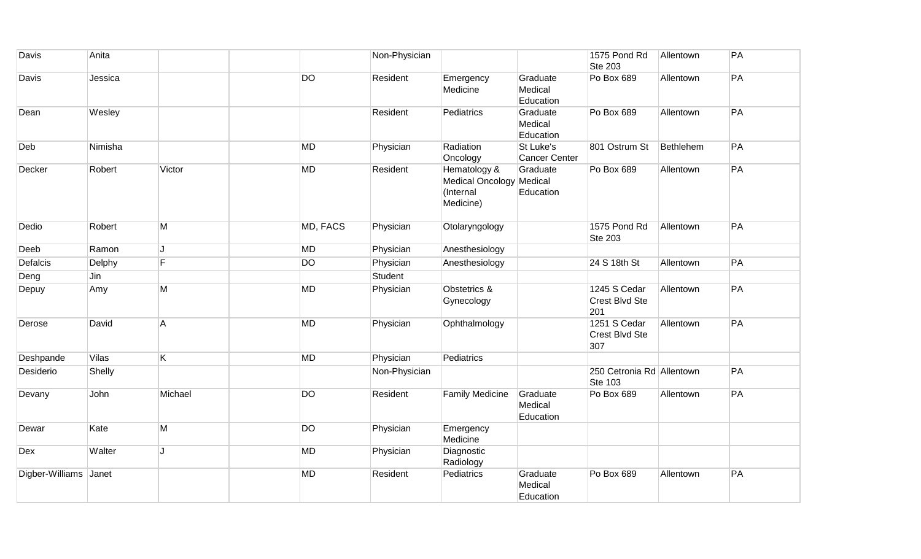| | | | | | | | | | | |
|---|---|---|---|---|---|---|---|---|---|---|
| Davis | Anita | | | | Non-Physician | | | 1575 Pond Rd Ste 203 | Allentown | PA |
| Davis | Jessica | | | DO | Resident | Emergency Medicine | Graduate Medical Education | Po Box 689 | Allentown | PA |
| Dean | Wesley | | | | Resident | Pediatrics | Graduate Medical Education | Po Box 689 | Allentown | PA |
| Deb | Nimisha | | | MD | Physician | Radiation Oncology | St Luke's Cancer Center | 801 Ostrum St | Bethlehem | PA |
| Decker | Robert | Victor | | MD | Resident | Hematology & Medical Oncology (Internal Medicine) | Graduate Medical Education | Po Box 689 | Allentown | PA |
| Dedio | Robert | M | | MD, FACS | Physician | Otolaryngology | | 1575 Pond Rd Ste 203 | Allentown | PA |
| Deeb | Ramon | J | | MD | Physician | Anesthesiology | | | | |
| Defalcis | Delphy | F | | DO | Physician | Anesthesiology | | 24 S 18th St | Allentown | PA |
| Deng | Jin | | | | Student | | | | | |
| Depuy | Amy | M | | MD | Physician | Obstetrics & Gynecology | | 1245 S Cedar Crest Blvd Ste 201 | Allentown | PA |
| Derose | David | A | | MD | Physician | Ophthalmology | | 1251 S Cedar Crest Blvd Ste 307 | Allentown | PA |
| Deshpande | Vilas | K | | MD | Physician | Pediatrics | | | | |
| Desiderio | Shelly | | | | Non-Physician | | | 250 Cetronia Rd Ste 103 | Allentown | PA |
| Devany | John | Michael | | DO | Resident | Family Medicine | Graduate Medical Education | Po Box 689 | Allentown | PA |
| Dewar | Kate | M | | DO | Physician | Emergency Medicine | | | | |
| Dex | Walter | J | | MD | Physician | Diagnostic Radiology | | | | |
| Digber-Williams | Janet | | | MD | Resident | Pediatrics | Graduate Medical Education | Po Box 689 | Allentown | PA |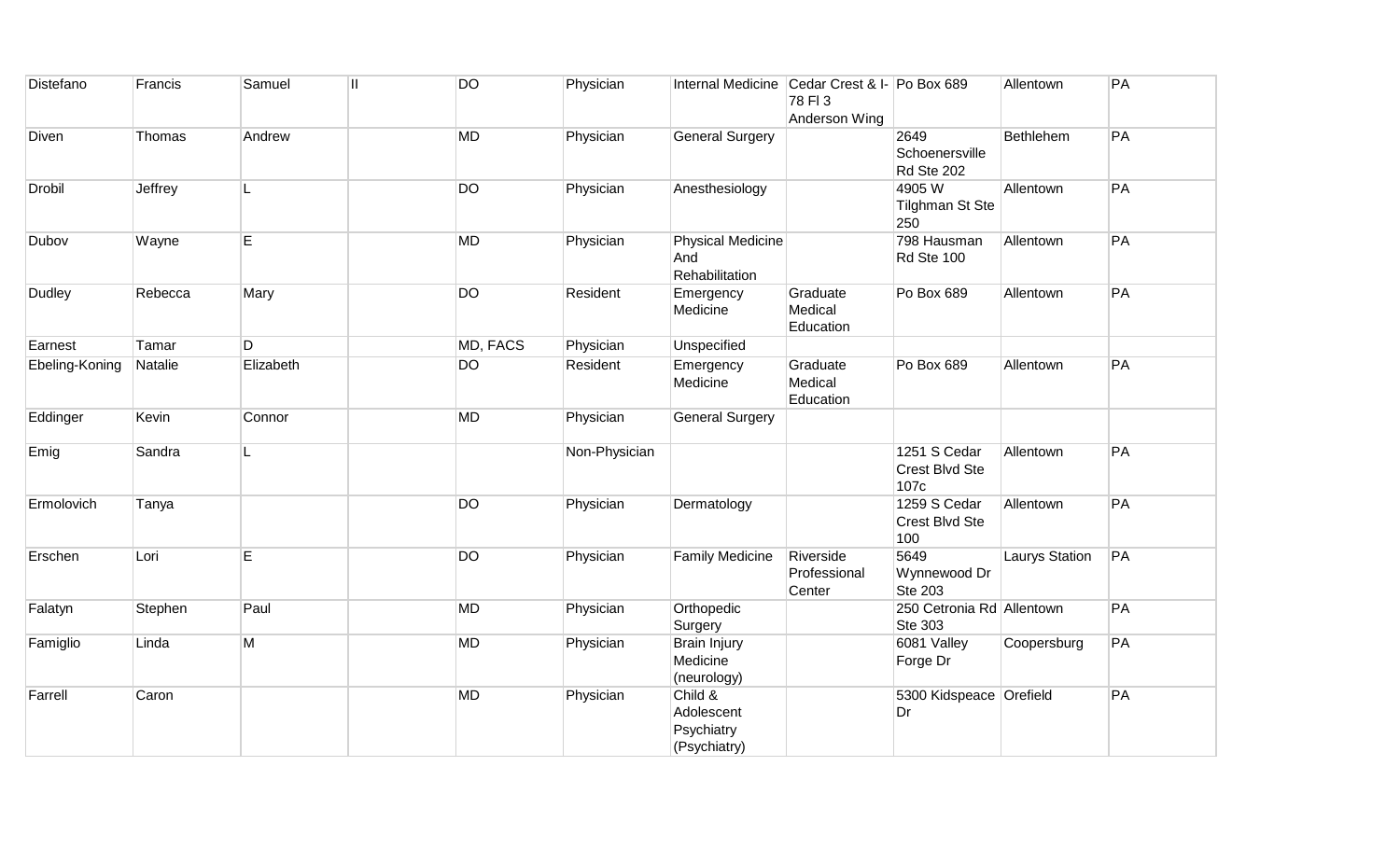| | | | | | | | | | | |
|---|---|---|---|---|---|---|---|---|---|---|
| Distefano | Francis | Samuel | II | DO | Physician | Internal Medicine | Cedar Crest & I-78 Fl 3 Anderson Wing | Po Box 689 | Allentown | PA |
| Diven | Thomas | Andrew | | MD | Physician | General Surgery | | 2649 Schoenersville Rd Ste 202 | Bethlehem | PA |
| Drobil | Jeffrey | L | | DO | Physician | Anesthesiology | | 4905 W Tilghman St Ste 250 | Allentown | PA |
| Dubov | Wayne | E | | MD | Physician | Physical Medicine And Rehabilitation | | 798 Hausman Rd Ste 100 | Allentown | PA |
| Dudley | Rebecca | Mary | | DO | Resident | Emergency Medicine | Graduate Medical Education | Po Box 689 | Allentown | PA |
| Earnest | Tamar | D | | MD, FACS | Physician | Unspecified | | | | |
| Ebeling-Koning | Natalie | Elizabeth | | DO | Resident | Emergency Medicine | Graduate Medical Education | Po Box 689 | Allentown | PA |
| Eddinger | Kevin | Connor | | MD | Physician | General Surgery | | | | |
| Emig | Sandra | L | | | Non-Physician | | | 1251 S Cedar Crest Blvd Ste 107c | Allentown | PA |
| Ermolovich | Tanya | | | DO | Physician | Dermatology | | 1259 S Cedar Crest Blvd Ste 100 | Allentown | PA |
| Erschen | Lori | E | | DO | Physician | Family Medicine | Riverside Professional Center | 5649 Wynnewood Dr Ste 203 | Laurys Station | PA |
| Falatyn | Stephen | Paul | | MD | Physician | Orthopedic Surgery | | 250 Cetronia Rd Ste 303 | Allentown | PA |
| Famiglio | Linda | M | | MD | Physician | Brain Injury Medicine (neurology) | | 6081 Valley Forge Dr | Coopersburg | PA |
| Farrell | Caron | | | MD | Physician | Child & Adolescent Psychiatry (Psychiatry) | | 5300 Kidspeace Dr | Orefield | PA |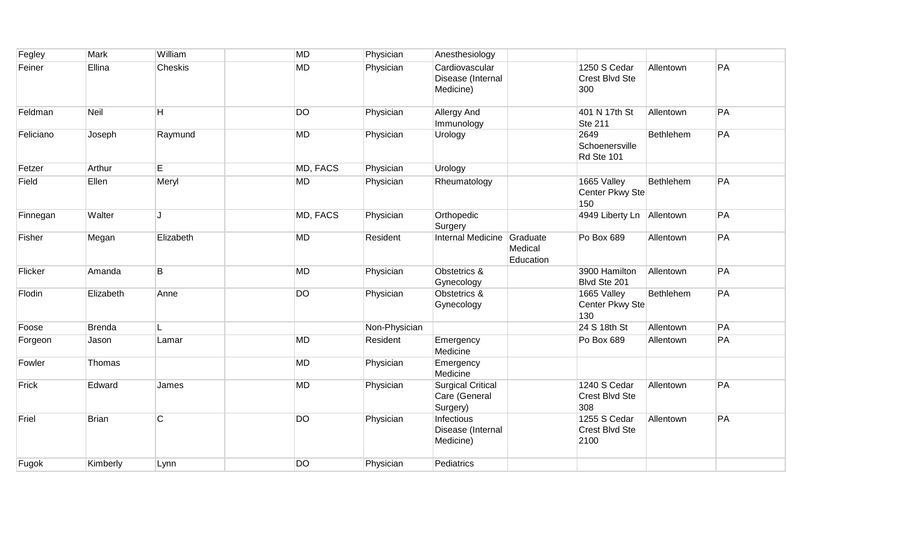| | | | | | | | | | | |
|---|---|---|---|---|---|---|---|---|---|---|
| Fegley | Mark | William | | MD | Physician | Anesthesiology | | | | |
| Feiner | Ellina | Cheskis | | MD | Physician | Cardiovascular Disease (Internal Medicine) | | 1250 S Cedar Crest Blvd Ste 300 | Allentown | PA |
| Feldman | Neil | H | | DO | Physician | Allergy And Immunology | | 401 N 17th St Ste 211 | Allentown | PA |
| Feliciano | Joseph | Raymund | | MD | Physician | Urology | | 2649 Schoenersville Rd Ste 101 | Bethlehem | PA |
| Fetzer | Arthur | E | | MD, FACS | Physician | Urology | | | | |
| Field | Ellen | Meryl | | MD | Physician | Rheumatology | | 1665 Valley Center Pkwy Ste 150 | Bethlehem | PA |
| Finnegan | Walter | J | | MD, FACS | Physician | Orthopedic Surgery | | 4949 Liberty Ln | Allentown | PA |
| Fisher | Megan | Elizabeth | | MD | Resident | Internal Medicine | Graduate Medical Education | Po Box 689 | Allentown | PA |
| Flicker | Amanda | B | | MD | Physician | Obstetrics & Gynecology | | 3900 Hamilton Blvd Ste 201 | Allentown | PA |
| Flodin | Elizabeth | Anne | | DO | Physician | Obstetrics & Gynecology | | 1665 Valley Center Pkwy Ste 130 | Bethlehem | PA |
| Foose | Brenda | L | | | Non-Physician | | | 24 S 18th St | Allentown | PA |
| Forgeon | Jason | Lamar | | MD | Resident | Emergency Medicine | | Po Box 689 | Allentown | PA |
| Fowler | Thomas | | | MD | Physician | Emergency Medicine | | | | |
| Frick | Edward | James | | MD | Physician | Surgical Critical Care (General Surgery) | | 1240 S Cedar Crest Blvd Ste 308 | Allentown | PA |
| Friel | Brian | C | | DO | Physician | Infectious Disease (Internal Medicine) | | 1255 S Cedar Crest Blvd Ste 2100 | Allentown | PA |
| Fugok | Kimberly | Lynn | | DO | Physician | Pediatrics | | | | |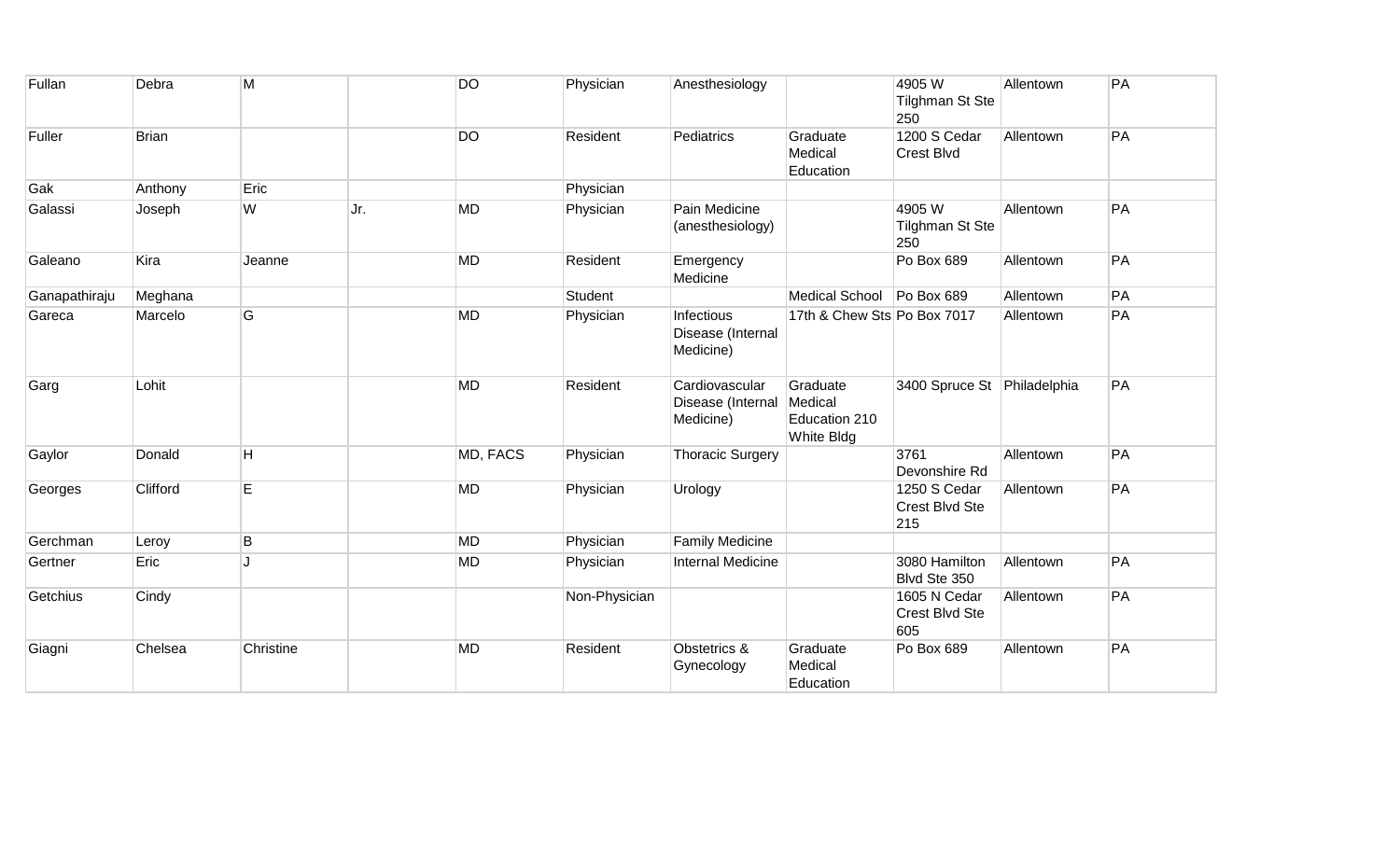| | | | | | | | | | | |
|---|---|---|---|---|---|---|---|---|---|---|
| Fullan | Debra | M | | DO | Physician | Anesthesiology | | 4905 W Tilghman St Ste 250 | Allentown | PA |
| Fuller | Brian | | | DO | Resident | Pediatrics | Graduate Medical Education | 1200 S Cedar Crest Blvd | Allentown | PA |
| Gak | Anthony | Eric | | | Physician | | | | | |
| Galassi | Joseph | W | Jr. | MD | Physician | Pain Medicine (anesthesiology) | | 4905 W Tilghman St Ste 250 | Allentown | PA |
| Galeano | Kira | Jeanne | | MD | Resident | Emergency Medicine | | Po Box 689 | Allentown | PA |
| Ganapathiraju | Meghana | | | | Student | | Medical School | Po Box 689 | Allentown | PA |
| Gareca | Marcelo | G | | MD | Physician | Infectious Disease (Internal Medicine) | 17th & Chew Sts | Po Box 7017 | Allentown | PA |
| Garg | Lohit | | | MD | Resident | Cardiovascular Disease (Internal Medicine) | Graduate Medical Education 210 White Bldg | 3400 Spruce St | Philadelphia | PA |
| Gaylor | Donald | H | | MD, FACS | Physician | Thoracic Surgery | | 3761 Devonshire Rd | Allentown | PA |
| Georges | Clifford | E | | MD | Physician | Urology | | 1250 S Cedar Crest Blvd Ste 215 | Allentown | PA |
| Gerchman | Leroy | B | | MD | Physician | Family Medicine | | | | |
| Gertner | Eric | J | | MD | Physician | Internal Medicine | | 3080 Hamilton Blvd Ste 350 | Allentown | PA |
| Getchius | Cindy | | | | Non-Physician | | | 1605 N Cedar Crest Blvd Ste 605 | Allentown | PA |
| Giagni | Chelsea | Christine | | MD | Resident | Obstetrics & Gynecology | Graduate Medical Education | Po Box 689 | Allentown | PA |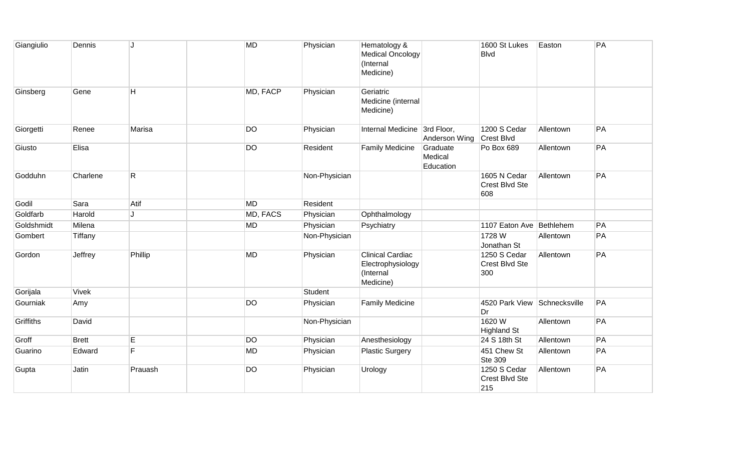| | | | | | | | | | | |
|---|---|---|---|---|---|---|---|---|---|---|
| Giangiulio | Dennis | J | | MD | Physician | Hematology & Medical Oncology (Internal Medicine) | | 1600 St Lukes Blvd | Easton | PA |
| Ginsberg | Gene | H | | MD, FACP | Physician | Geriatric Medicine (internal Medicine) | | | | |
| Giorgetti | Renee | Marisa | | DO | Physician | Internal Medicine | 3rd Floor, Anderson Wing | 1200 S Cedar Crest Blvd | Allentown | PA |
| Giusto | Elisa | | | DO | Resident | Family Medicine | Graduate Medical Education | Po Box 689 | Allentown | PA |
| Godduhn | Charlene | R | | | Non-Physician | | | 1605 N Cedar Crest Blvd Ste 608 | Allentown | PA |
| Godil | Sara | Atif | | MD | Resident | | | | | |
| Goldfarb | Harold | J | | MD, FACS | Physician | Ophthalmology | | | | |
| Goldshmidt | Milena | | | MD | Physician | Psychiatry | | 1107 Eaton Ave | Bethlehem | PA |
| Gombert | Tiffany | | | | Non-Physician | | | 1728 W Jonathan St | Allentown | PA |
| Gordon | Jeffrey | Phillip | | MD | Physician | Clinical Cardiac Electrophysiology (Internal Medicine) | | 1250 S Cedar Crest Blvd Ste 300 | Allentown | PA |
| Gorijala | Vivek | | | | Student | | | | | |
| Gourniak | Amy | | | DO | Physician | Family Medicine | | 4520 Park View Dr | Schnecksville | PA |
| Griffiths | David | | | | Non-Physician | | | 1620 W Highland St | Allentown | PA |
| Groff | Brett | E | | DO | Physician | Anesthesiology | | 24 S 18th St | Allentown | PA |
| Guarino | Edward | F | | MD | Physician | Plastic Surgery | | 451 Chew St Ste 309 | Allentown | PA |
| Gupta | Jatin | Prauash | | DO | Physician | Urology | | 1250 S Cedar Crest Blvd Ste 215 | Allentown | PA |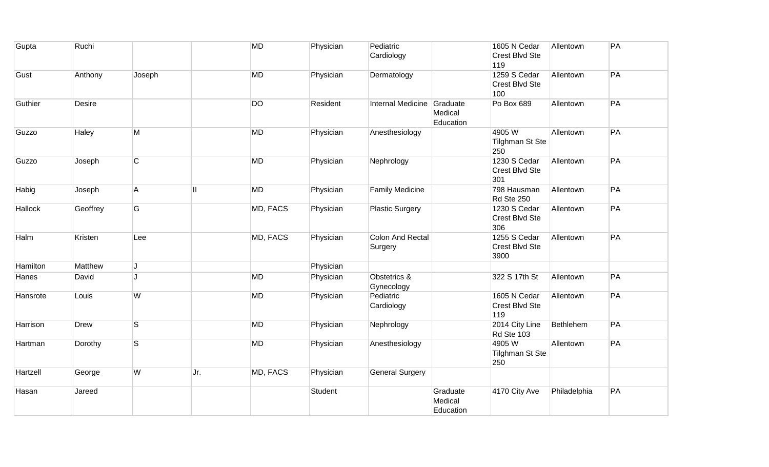| | | | | | | | | | | |
|---|---|---|---|---|---|---|---|---|---|---|
| Gupta | Ruchi | | | MD | Physician | Pediatric Cardiology | | 1605 N Cedar Crest Blvd Ste 119 | Allentown | PA |
| Gust | Anthony | Joseph | | MD | Physician | Dermatology | | 1259 S Cedar Crest Blvd Ste 100 | Allentown | PA |
| Guthier | Desire | | | DO | Resident | Internal Medicine | Graduate Medical Education | Po Box 689 | Allentown | PA |
| Guzzo | Haley | M | | MD | Physician | Anesthesiology | | 4905 W Tilghman St Ste 250 | Allentown | PA |
| Guzzo | Joseph | C | | MD | Physician | Nephrology | | 1230 S Cedar Crest Blvd Ste 301 | Allentown | PA |
| Habig | Joseph | A | II | MD | Physician | Family Medicine | | 798 Hausman Rd Ste 250 | Allentown | PA |
| Hallock | Geoffrey | G | | MD, FACS | Physician | Plastic Surgery | | 1230 S Cedar Crest Blvd Ste 306 | Allentown | PA |
| Halm | Kristen | Lee | | MD, FACS | Physician | Colon And Rectal Surgery | | 1255 S Cedar Crest Blvd Ste 3900 | Allentown | PA |
| Hamilton | Matthew | J | | | Physician | | | | | |
| Hanes | David | J | | MD | Physician | Obstetrics & Gynecology | | 322 S 17th St | Allentown | PA |
| Hansrote | Louis | W | | MD | Physician | Pediatric Cardiology | | 1605 N Cedar Crest Blvd Ste 119 | Allentown | PA |
| Harrison | Drew | S | | MD | Physician | Nephrology | | 2014 City Line Rd Ste 103 | Bethlehem | PA |
| Hartman | Dorothy | S | | MD | Physician | Anesthesiology | | 4905 W Tilghman St Ste 250 | Allentown | PA |
| Hartzell | George | W | Jr. | MD, FACS | Physician | General Surgery | | | | |
| Hasan | Jareed | | | | Student | | Graduate Medical Education | 4170 City Ave | Philadelphia | PA |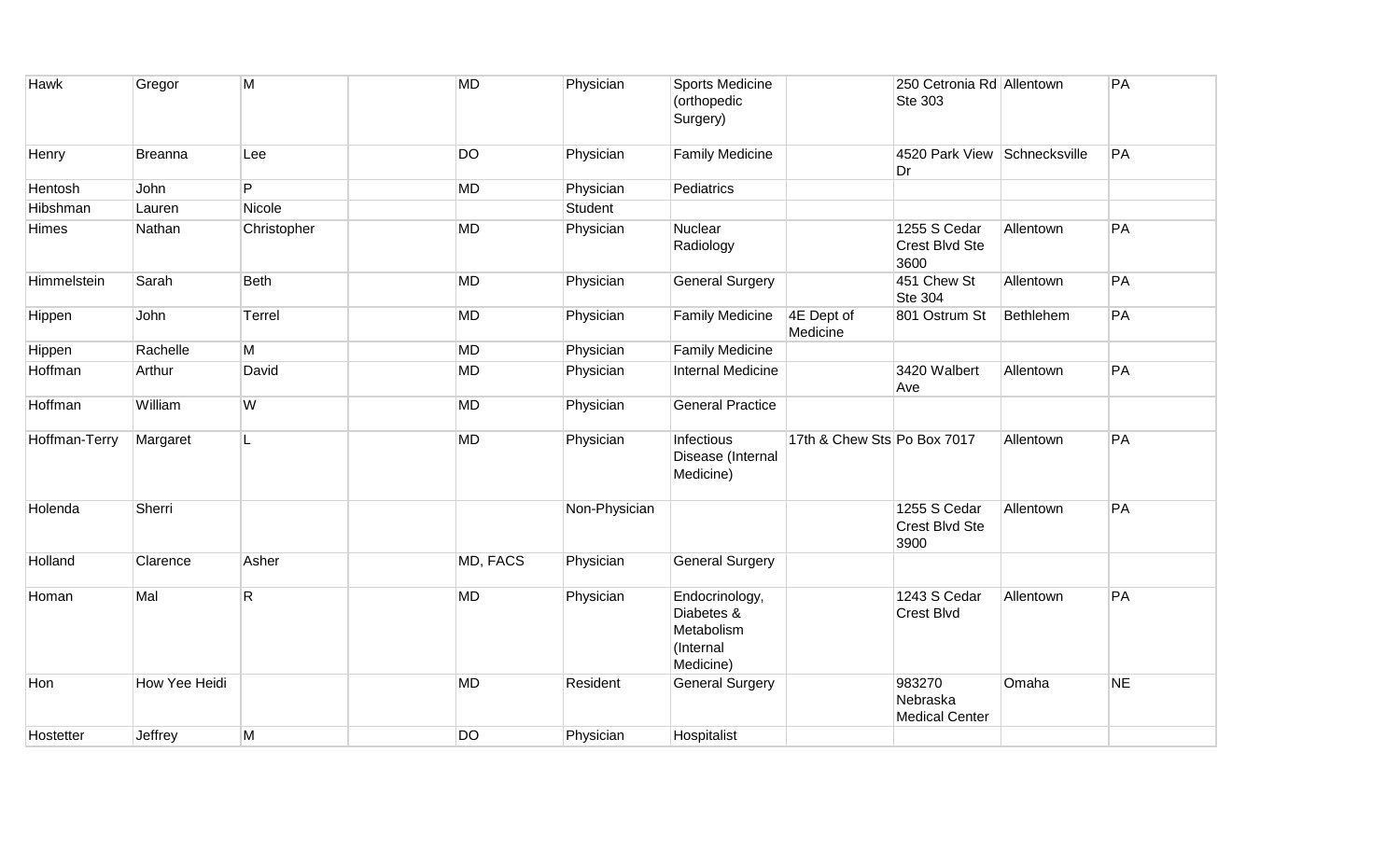| | | | | | | | | | | |
|---|---|---|---|---|---|---|---|---|---|---|
| Hawk | Gregor | M | | MD | Physician | Sports Medicine (orthopedic Surgery) | | 250 Cetronia Rd Ste 303 | Allentown | PA |
| Henry | Breanna | Lee | | DO | Physician | Family Medicine | | 4520 Park View Dr | Schnecksville | PA |
| Hentosh | John | P | | MD | Physician | Pediatrics | | | | |
| Hibshman | Lauren | Nicole | | | Student | | | | | |
| Himes | Nathan | Christopher | | MD | Physician | Nuclear Radiology | | 1255 S Cedar Crest Blvd Ste 3600 | Allentown | PA |
| Himmelstein | Sarah | Beth | | MD | Physician | General Surgery | | 451 Chew St Ste 304 | Allentown | PA |
| Hippen | John | Terrel | | MD | Physician | Family Medicine | 4E Dept of Medicine | 801 Ostrum St | Bethlehem | PA |
| Hippen | Rachelle | M | | MD | Physician | Family Medicine | | | | |
| Hoffman | Arthur | David | | MD | Physician | Internal Medicine | | 3420 Walbert Ave | Allentown | PA |
| Hoffman | William | W | | MD | Physician | General Practice | | | | |
| Hoffman-Terry | Margaret | L | | MD | Physician | Infectious Disease (Internal Medicine) | 17th & Chew Sts | Po Box 7017 | Allentown | PA |
| Holenda | Sherri | | | | Non-Physician | | | 1255 S Cedar Crest Blvd Ste 3900 | Allentown | PA |
| Holland | Clarence | Asher | | MD, FACS | Physician | General Surgery | | | | |
| Homan | Mal | R | | MD | Physician | Endocrinology, Diabetes & Metabolism (Internal Medicine) | | 1243 S Cedar Crest Blvd | Allentown | PA |
| Hon | How Yee Heidi | | | MD | Resident | General Surgery | | 983270 Nebraska Medical Center | Omaha | NE |
| Hostetter | Jeffrey | M | | DO | Physician | Hospitalist | | | | |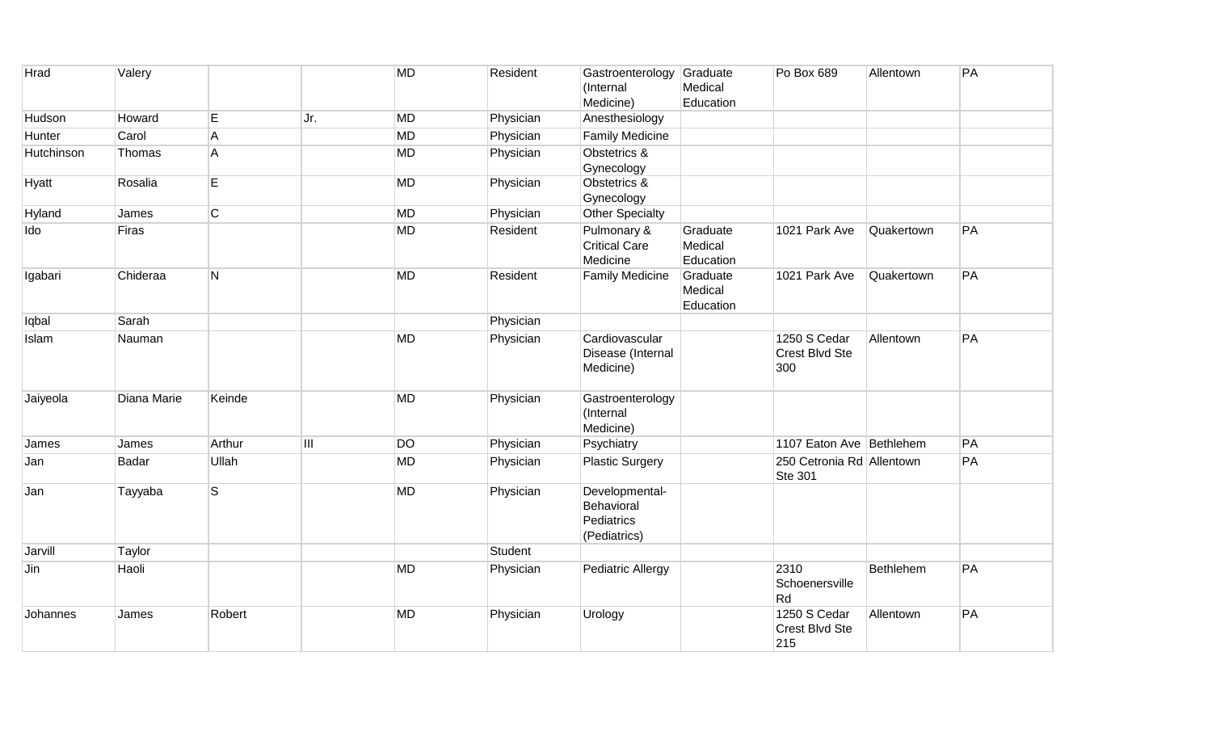| | | | | | | | | | | |
|---|---|---|---|---|---|---|---|---|---|---|
| Hrad | Valery | | | MD | Resident | Gastroenterology (Internal Medicine) | Graduate Medical Education | Po Box 689 | Allentown | PA |
| Hudson | Howard | E | Jr. | MD | Physician | Anesthesiology | | | | |
| Hunter | Carol | A | | MD | Physician | Family Medicine | | | | |
| Hutchinson | Thomas | A | | MD | Physician | Obstetrics & Gynecology | | | | |
| Hyatt | Rosalia | E | | MD | Physician | Obstetrics & Gynecology | | | | |
| Hyland | James | C | | MD | Physician | Other Specialty | | | | |
| Ido | Firas | | | MD | Resident | Pulmonary & Critical Care Medicine | Graduate Medical Education | 1021 Park Ave | Quakertown | PA |
| Igabari | Chideraa | N | | MD | Resident | Family Medicine | Graduate Medical Education | 1021 Park Ave | Quakertown | PA |
| Iqbal | Sarah | | | | Physician | | | | | |
| Islam | Nauman | | | MD | Physician | Cardiovascular Disease (Internal Medicine) | | 1250 S Cedar Crest Blvd Ste 300 | Allentown | PA |
| Jaiyeola | Diana Marie | Keinde | | MD | Physician | Gastroenterology (Internal Medicine) | | | | |
| James | James | Arthur | III | DO | Physician | Psychiatry | | 1107 Eaton Ave | Bethlehem | PA |
| Jan | Badar | Ullah | | MD | Physician | Plastic Surgery | | 250 Cetronia Rd Ste 301 | Allentown | PA |
| Jan | Tayyaba | S | | MD | Physician | Developmental-Behavioral Pediatrics (Pediatrics) | | | | |
| Jarvill | Taylor | | | | Student | | | | | |
| Jin | Haoli | | | MD | Physician | Pediatric Allergy | | 2310 Schoenersville Rd | Bethlehem | PA |
| Johannes | James | Robert | | MD | Physician | Urology | | 1250 S Cedar Crest Blvd Ste 215 | Allentown | PA |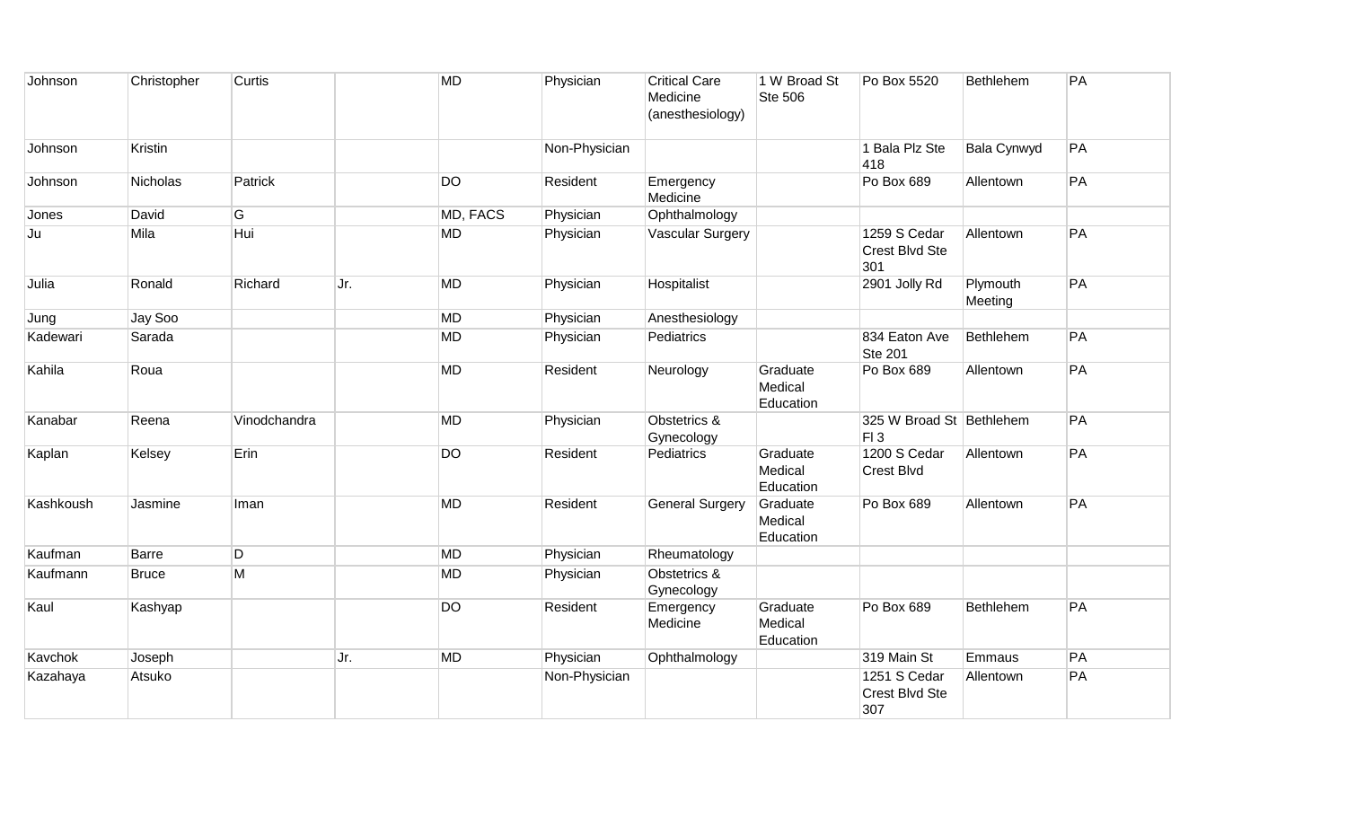| | | | | | | | | | | |
|---|---|---|---|---|---|---|---|---|---|---|
| Johnson | Christopher | Curtis | | MD | Physician | Critical Care Medicine (anesthesiology) | 1 W Broad St Ste 506 | Po Box 5520 | Bethlehem | PA |
| Johnson | Kristin | | | | Non-Physician | | | 1 Bala Plz Ste 418 | Bala Cynwyd | PA |
| Johnson | Nicholas | Patrick | | DO | Resident | Emergency Medicine | | Po Box 689 | Allentown | PA |
| Jones | David | G | | MD, FACS | Physician | Ophthalmology | | | | |
| Ju | Mila | Hui | | MD | Physician | Vascular Surgery | | 1259 S Cedar Crest Blvd Ste 301 | Allentown | PA |
| Julia | Ronald | Richard | Jr. | MD | Physician | Hospitalist | | 2901 Jolly Rd | Plymouth Meeting | PA |
| Jung | Jay Soo | | | MD | Physician | Anesthesiology | | | | |
| Kadewari | Sarada | | | MD | Physician | Pediatrics | | 834 Eaton Ave Ste 201 | Bethlehem | PA |
| Kahila | Roua | | | MD | Resident | Neurology | Graduate Medical Education | Po Box 689 | Allentown | PA |
| Kanabar | Reena | Vinodchandra | | MD | Physician | Obstetrics & Gynecology | | 325 W Broad St Fl 3 | Bethlehem | PA |
| Kaplan | Kelsey | Erin | | DO | Resident | Pediatrics | Graduate Medical Education | 1200 S Cedar Crest Blvd | Allentown | PA |
| Kashkoush | Jasmine | Iman | | MD | Resident | General Surgery | Graduate Medical Education | Po Box 689 | Allentown | PA |
| Kaufman | Barre | D | | MD | Physician | Rheumatology | | | | |
| Kaufmann | Bruce | M | | MD | Physician | Obstetrics & Gynecology | | | | |
| Kaul | Kashyap | | | DO | Resident | Emergency Medicine | Graduate Medical Education | Po Box 689 | Bethlehem | PA |
| Kavchok | Joseph | | Jr. | MD | Physician | Ophthalmology | | 319 Main St | Emmaus | PA |
| Kazahaya | Atsuko | | | | Non-Physician | | | 1251 S Cedar Crest Blvd Ste 307 | Allentown | PA |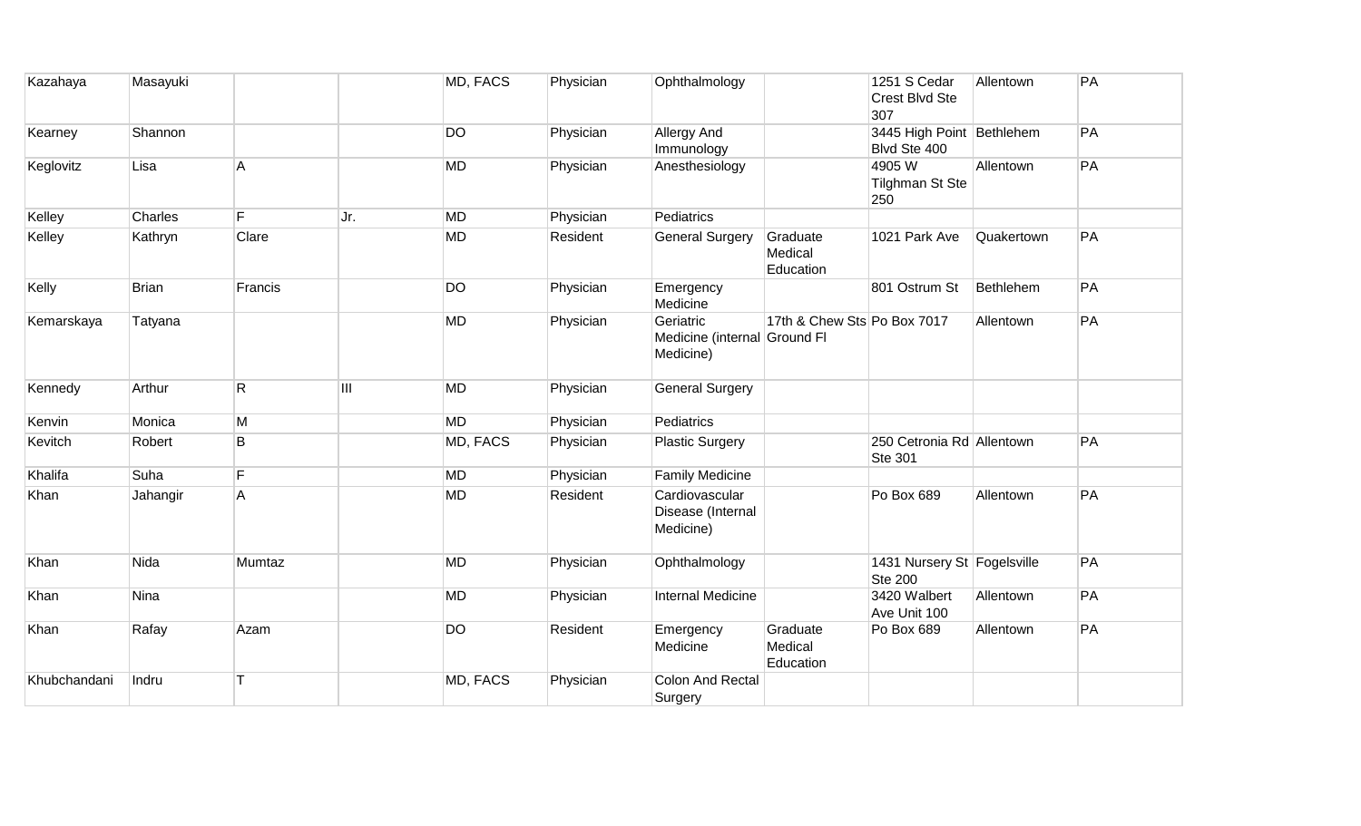| | | | | | | | | | | |
|---|---|---|---|---|---|---|---|---|---|---|
| Kazahaya | Masayuki | | | MD, FACS | Physician | Ophthalmology | | 1251 S Cedar Crest Blvd Ste 307 | Allentown | PA |
| Kearney | Shannon | | | DO | Physician | Allergy And Immunology | | 3445 High Point Blvd Ste 400 | Bethlehem | PA |
| Keglovitz | Lisa | A | | MD | Physician | Anesthesiology | | 4905 W Tilghman St Ste 250 | Allentown | PA |
| Kelley | Charles | F | Jr. | MD | Physician | Pediatrics | | | | |
| Kelley | Kathryn | Clare | | MD | Resident | General Surgery | Graduate Medical Education | 1021 Park Ave | Quakertown | PA |
| Kelly | Brian | Francis | | DO | Physician | Emergency Medicine | | 801 Ostrum St | Bethlehem | PA |
| Kemarskaya | Tatyana | | | MD | Physician | Geriatric Medicine (internal Medicine) | 17th & Chew Sts Ground Fl | Po Box 7017 | Allentown | PA |
| Kennedy | Arthur | R | III | MD | Physician | General Surgery | | | | |
| Kenvin | Monica | M | | MD | Physician | Pediatrics | | | | |
| Kevitch | Robert | B | | MD, FACS | Physician | Plastic Surgery | | 250 Cetronia Rd Ste 301 | Allentown | PA |
| Khalifa | Suha | F | | MD | Physician | Family Medicine | | | | |
| Khan | Jahangir | A | | MD | Resident | Cardiovascular Disease (Internal Medicine) | | Po Box 689 | Allentown | PA |
| Khan | Nida | Mumtaz | | MD | Physician | Ophthalmology | | 1431 Nursery St Ste 200 | Fogelsville | PA |
| Khan | Nina | | | MD | Physician | Internal Medicine | | 3420 Walbert Ave Unit 100 | Allentown | PA |
| Khan | Rafay | Azam | | DO | Resident | Emergency Medicine | Graduate Medical Education | Po Box 689 | Allentown | PA |
| Khubchandani | Indru | T | | MD, FACS | Physician | Colon And Rectal Surgery | | | | |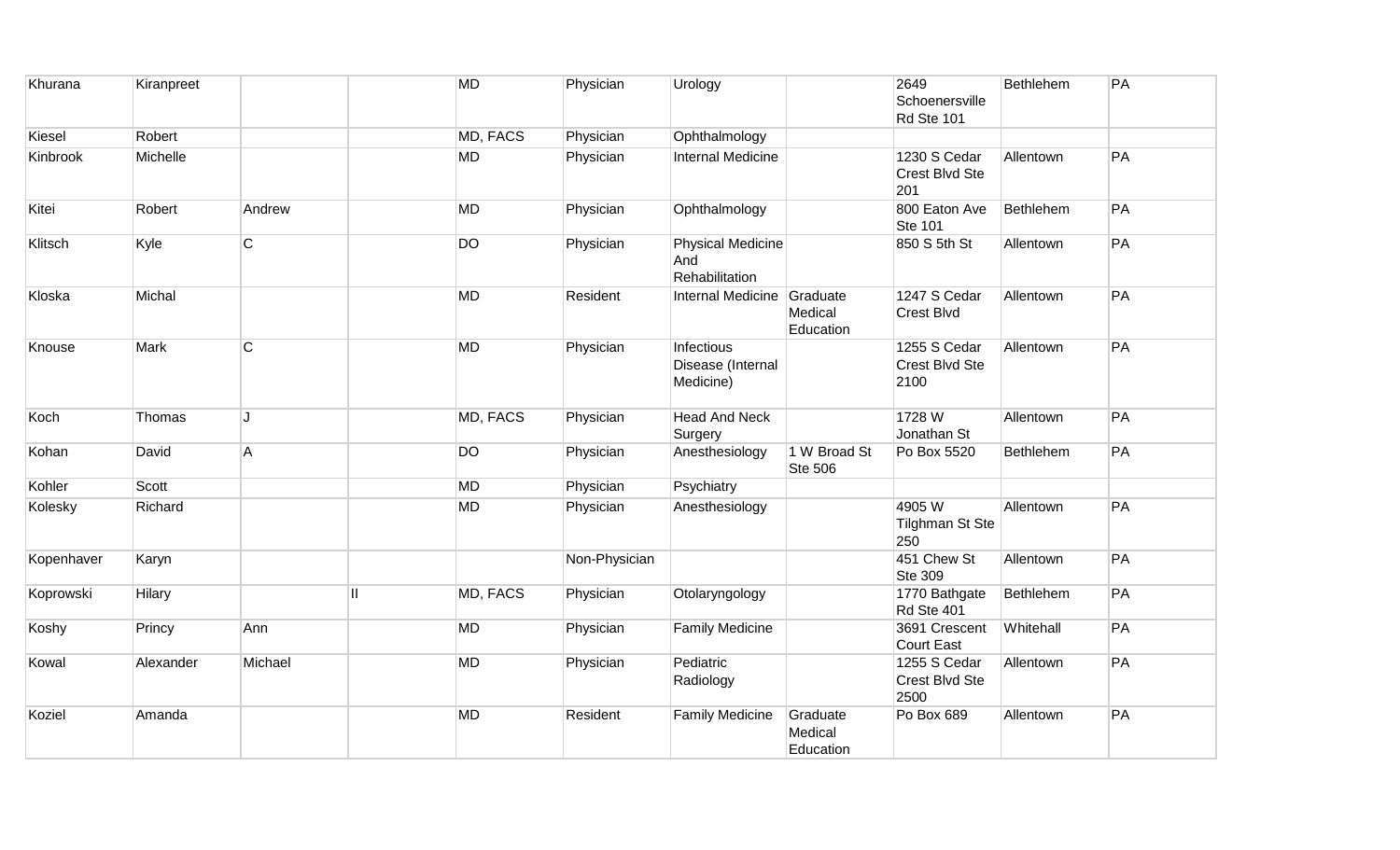| | | | | | | | | | | |
|---|---|---|---|---|---|---|---|---|---|---|
| Khurana | Kiranpreet | | | MD | Physician | Urology | | 2649 Schoenersville Rd Ste 101 | Bethlehem | PA |
| Kiesel | Robert | | | MD, FACS | Physician | Ophthalmology | | | | |
| Kinbrook | Michelle | | | MD | Physician | Internal Medicine | | 1230 S Cedar Crest Blvd Ste 201 | Allentown | PA |
| Kitei | Robert | Andrew | | MD | Physician | Ophthalmology | | 800 Eaton Ave Ste 101 | Bethlehem | PA |
| Klitsch | Kyle | C | | DO | Physician | Physical Medicine And Rehabilitation | | 850 S 5th St | Allentown | PA |
| Kloska | Michal | | | MD | Resident | Internal Medicine | Graduate Medical Education | 1247 S Cedar Crest Blvd | Allentown | PA |
| Knouse | Mark | C | | MD | Physician | Infectious Disease (Internal Medicine) | | 1255 S Cedar Crest Blvd Ste 2100 | Allentown | PA |
| Koch | Thomas | J | | MD, FACS | Physician | Head And Neck Surgery | | 1728 W Jonathan St | Allentown | PA |
| Kohan | David | A | | DO | Physician | Anesthesiology | 1 W Broad St Ste 506 | Po Box 5520 | Bethlehem | PA |
| Kohler | Scott | | | MD | Physician | Psychiatry | | | | |
| Kolesky | Richard | | | MD | Physician | Anesthesiology | | 4905 W Tilghman St Ste 250 | Allentown | PA |
| Kopenhaver | Karyn | | | | Non-Physician | | | 451 Chew St Ste 309 | Allentown | PA |
| Koprowski | Hilary | | II | MD, FACS | Physician | Otolaryngology | | 1770 Bathgate Rd Ste 401 | Bethlehem | PA |
| Koshy | Princy | Ann | | MD | Physician | Family Medicine | | 3691 Crescent Court East | Whitehall | PA |
| Kowal | Alexander | Michael | | MD | Physician | Pediatric Radiology | | 1255 S Cedar Crest Blvd Ste 2500 | Allentown | PA |
| Koziel | Amanda | | | MD | Resident | Family Medicine | Graduate Medical Education | Po Box 689 | Allentown | PA |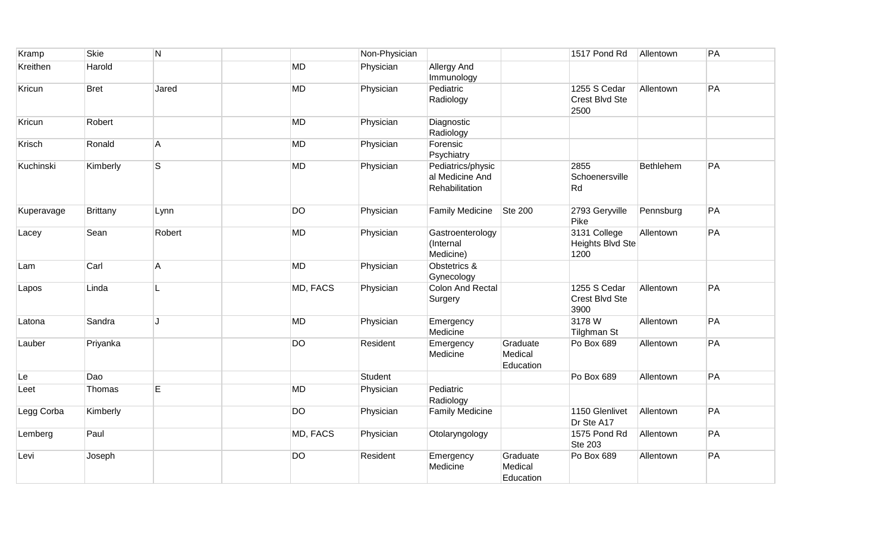| | | | | | | | | | | |
|---|---|---|---|---|---|---|---|---|---|---|
| Kramp | Skie | N | | | Non-Physician | | | 1517 Pond Rd | Allentown | PA |
| Kreithen | Harold | | | MD | Physician | Allergy And Immunology | | | | |
| Kricun | Bret | Jared | | MD | Physician | Pediatric Radiology | | 1255 S Cedar Crest Blvd Ste 2500 | Allentown | PA |
| Kricun | Robert | | | MD | Physician | Diagnostic Radiology | | | | |
| Krisch | Ronald | A | | MD | Physician | Forensic Psychiatry | | | | |
| Kuchinski | Kimberly | S | | MD | Physician | Pediatrics/physical Medicine And Rehabilitation | | 2855 Schoenersville Rd | Bethlehem | PA |
| Kuperavage | Brittany | Lynn | | DO | Physician | Family Medicine | Ste 200 | 2793 Geryville Pike | Pennsburg | PA |
| Lacey | Sean | Robert | | MD | Physician | Gastroenterology (Internal Medicine) | | 3131 College Heights Blvd Ste 1200 | Allentown | PA |
| Lam | Carl | A | | MD | Physician | Obstetrics & Gynecology | | | | |
| Lapos | Linda | L | | MD, FACS | Physician | Colon And Rectal Surgery | | 1255 S Cedar Crest Blvd Ste 3900 | Allentown | PA |
| Latona | Sandra | J | | MD | Physician | Emergency Medicine | | 3178 W Tilghman St | Allentown | PA |
| Lauber | Priyanka | | | DO | Resident | Emergency Medicine | Graduate Medical Education | Po Box 689 | Allentown | PA |
| Le | Dao | | | | Student | | | Po Box 689 | Allentown | PA |
| Leet | Thomas | E | | MD | Physician | Pediatric Radiology | | | | |
| Legg Corba | Kimberly | | | DO | Physician | Family Medicine | | 1150 Glenlivet Dr Ste A17 | Allentown | PA |
| Lemberg | Paul | | | MD, FACS | Physician | Otolaryngology | | 1575 Pond Rd Ste 203 | Allentown | PA |
| Levi | Joseph | | | DO | Resident | Emergency Medicine | Graduate Medical Education | Po Box 689 | Allentown | PA |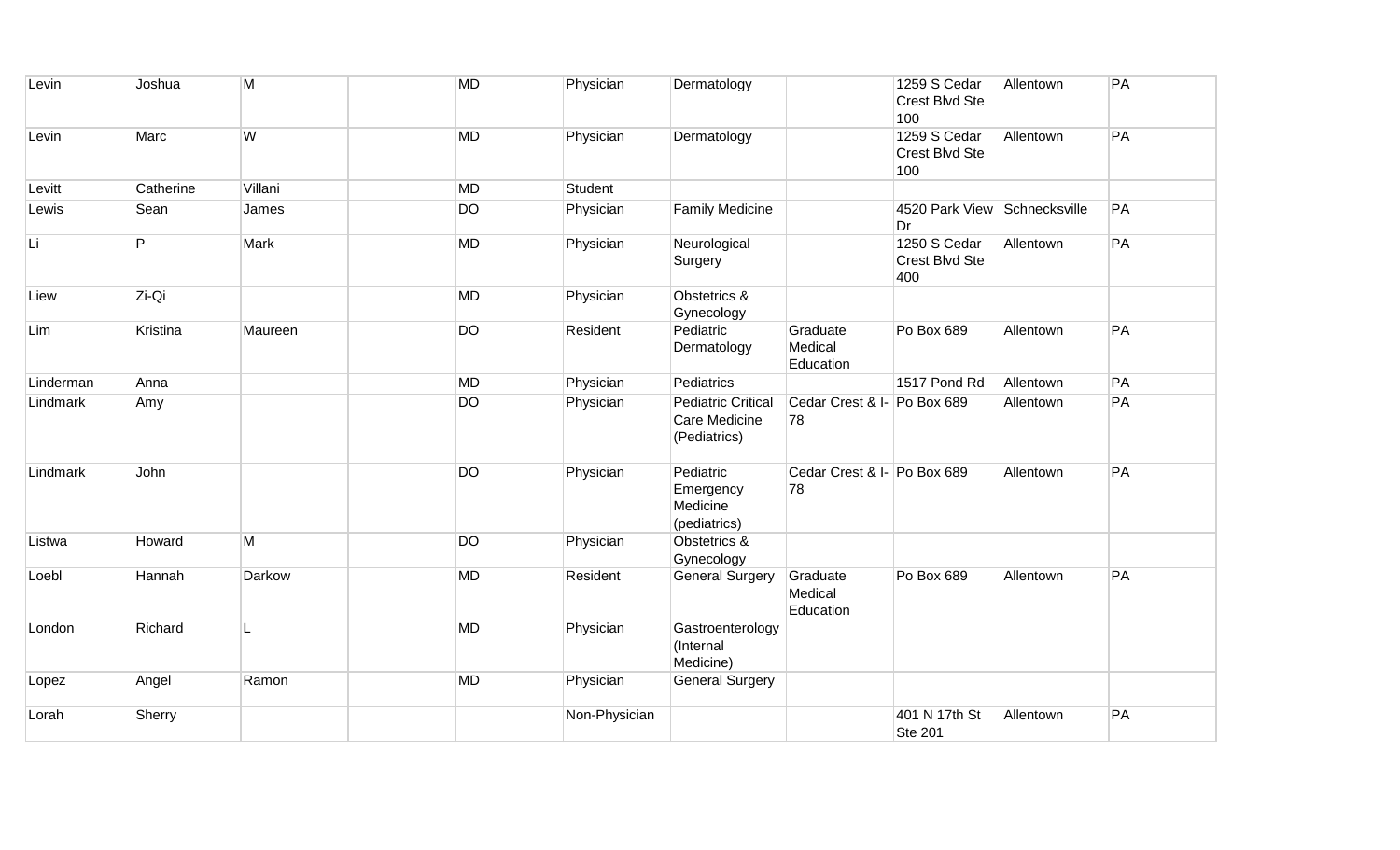| | | | | | | | | | | |
|---|---|---|---|---|---|---|---|---|---|---|
| Levin | Joshua | M | | MD | Physician | Dermatology | | 1259 S Cedar Crest Blvd Ste 100 | Allentown | PA |
| Levin | Marc | W | | MD | Physician | Dermatology | | 1259 S Cedar Crest Blvd Ste 100 | Allentown | PA |
| Levitt | Catherine | Villani | | MD | Student | | | | | |
| Lewis | Sean | James | | DO | Physician | Family Medicine | | 4520 Park View Dr | Schnecksville | PA |
| Li | P | Mark | | MD | Physician | Neurological Surgery | | 1250 S Cedar Crest Blvd Ste 400 | Allentown | PA |
| Liew | Zi-Qi | | | MD | Physician | Obstetrics & Gynecology | | | | |
| Lim | Kristina | Maureen | | DO | Resident | Pediatric Dermatology | Graduate Medical Education | Po Box 689 | Allentown | PA |
| Linderman | Anna | | | MD | Physician | Pediatrics | | 1517 Pond Rd | Allentown | PA |
| Lindmark | Amy | | | DO | Physician | Pediatric Critical Care Medicine (Pediatrics) | Cedar Crest & I-78 | Po Box 689 | Allentown | PA |
| Lindmark | John | | | DO | Physician | Pediatric Emergency Medicine (pediatrics) | Cedar Crest & I-78 | Po Box 689 | Allentown | PA |
| Listwa | Howard | M | | DO | Physician | Obstetrics & Gynecology | | | | |
| Loebl | Hannah | Darkow | | MD | Resident | General Surgery | Graduate Medical Education | Po Box 689 | Allentown | PA |
| London | Richard | L | | MD | Physician | Gastroenterology (Internal Medicine) | | | | |
| Lopez | Angel | Ramon | | MD | Physician | General Surgery | | | | |
| Lorah | Sherry | | | | Non-Physician | | | 401 N 17th St Ste 201 | Allentown | PA |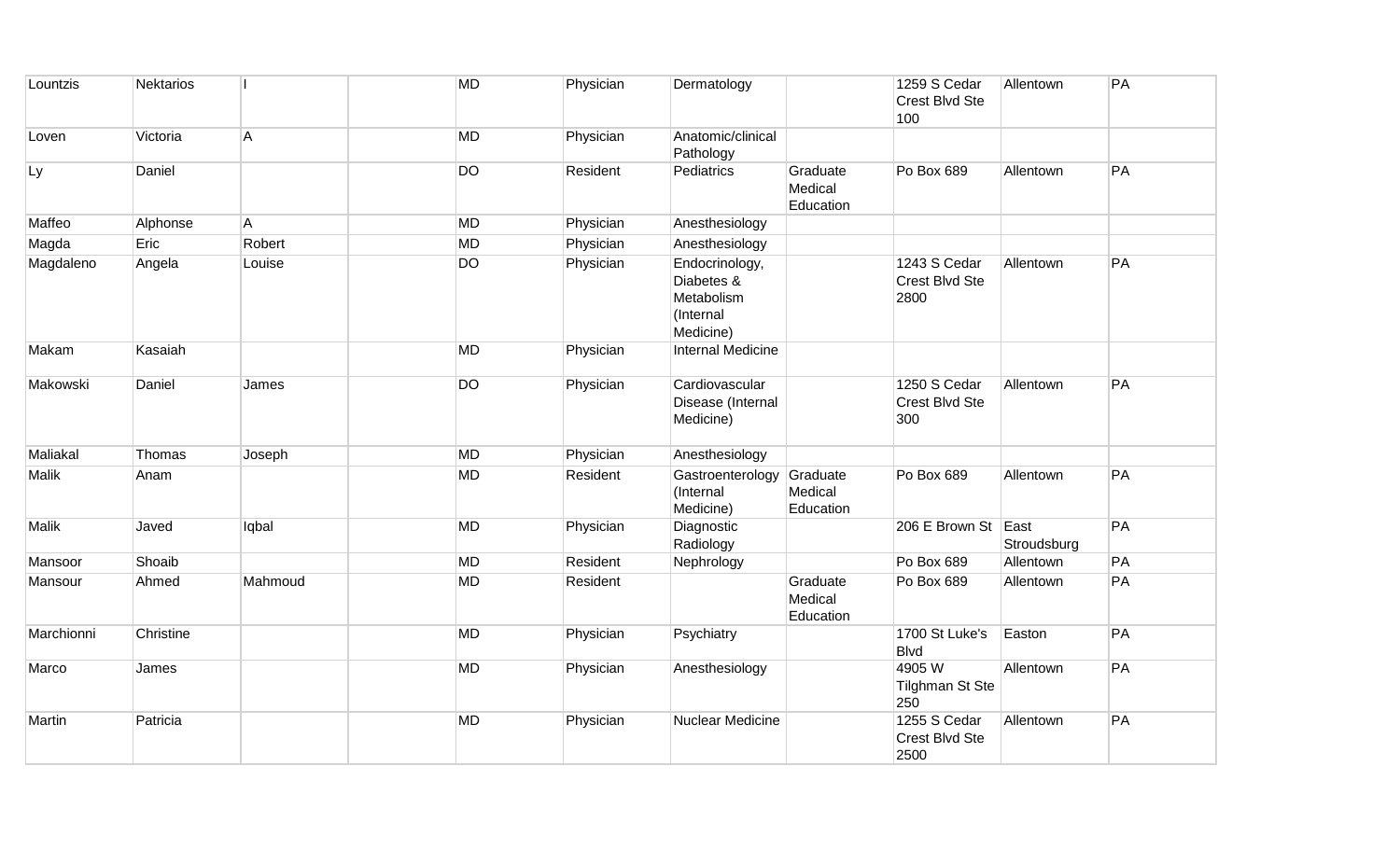| | | | | | | | | | | |
|---|---|---|---|---|---|---|---|---|---|---|
| Lountzis | Nektarios | I | | MD | Physician | Dermatology | | 1259 S Cedar Crest Blvd Ste 100 | Allentown | PA |
| Loven | Victoria | A | | MD | Physician | Anatomic/clinical Pathology | | | | |
| Ly | Daniel | | | DO | Resident | Pediatrics | Graduate Medical Education | Po Box 689 | Allentown | PA |
| Maffeo | Alphonse | A | | MD | Physician | Anesthesiology | | | | |
| Magda | Eric | Robert | | MD | Physician | Anesthesiology | | | | |
| Magdaleno | Angela | Louise | | DO | Physician | Endocrinology, Diabetes & Metabolism (Internal Medicine) | | 1243 S Cedar Crest Blvd Ste 2800 | Allentown | PA |
| Makam | Kasaiah | | | MD | Physician | Internal Medicine | | | | |
| Makowski | Daniel | James | | DO | Physician | Cardiovascular Disease (Internal Medicine) | | 1250 S Cedar Crest Blvd Ste 300 | Allentown | PA |
| Maliakal | Thomas | Joseph | | MD | Physician | Anesthesiology | | | | |
| Malik | Anam | | | MD | Resident | Gastroenterology (Internal Medicine) | Graduate Medical Education | Po Box 689 | Allentown | PA |
| Malik | Javed | Iqbal | | MD | Physician | Diagnostic Radiology | | 206 E Brown St | East Stroudsburg | PA |
| Mansoor | Shoaib | | | MD | Resident | Nephrology | | Po Box 689 | Allentown | PA |
| Mansour | Ahmed | Mahmoud | | MD | Resident | | Graduate Medical Education | Po Box 689 | Allentown | PA |
| Marchionni | Christine | | | MD | Physician | Psychiatry | | 1700 St Luke's Blvd | Easton | PA |
| Marco | James | | | MD | Physician | Anesthesiology | | 4905 W Tilghman St Ste 250 | Allentown | PA |
| Martin | Patricia | | | MD | Physician | Nuclear Medicine | | 1255 S Cedar Crest Blvd Ste 2500 | Allentown | PA |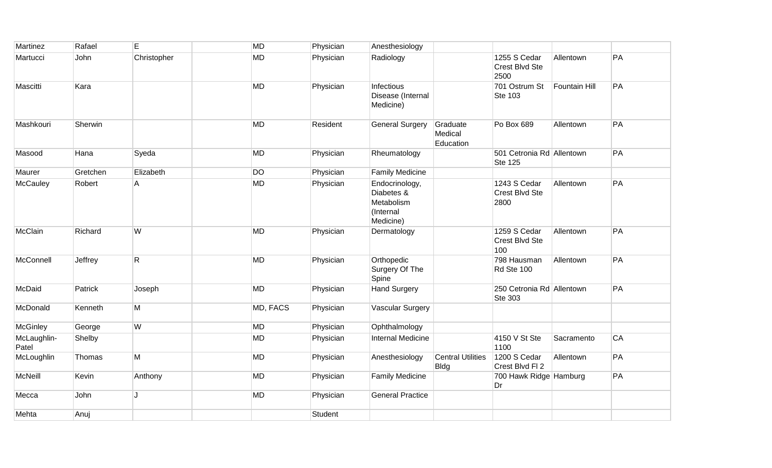| Martinez | Rafael | E | | MD | Physician | Anesthesiology | | | | |
|---|---|---|---|---|---|---|---|---|---|---|
| Martucci | John | Christopher | | MD | Physician | Radiology | | 1255 S Cedar Crest Blvd Ste 2500 | Allentown | PA |
| Mascitti | Kara | | | MD | Physician | Infectious Disease (Internal Medicine) | | 701 Ostrum St Ste 103 | Fountain Hill | PA |
| Mashkouri | Sherwin | | | MD | Resident | General Surgery | Graduate Medical Education | Po Box 689 | Allentown | PA |
| Masood | Hana | Syeda | | MD | Physician | Rheumatology | | 501 Cetronia Rd Ste 125 | Allentown | PA |
| Maurer | Gretchen | Elizabeth | | DO | Physician | Family Medicine | | | | |
| McCauley | Robert | A | | MD | Physician | Endocrinology, Diabetes & Metabolism (Internal Medicine) | | 1243 S Cedar Crest Blvd Ste 2800 | Allentown | PA |
| McClain | Richard | W | | MD | Physician | Dermatology | | 1259 S Cedar Crest Blvd Ste 100 | Allentown | PA |
| McConnell | Jeffrey | R | | MD | Physician | Orthopedic Surgery Of The Spine | | 798 Hausman Rd Ste 100 | Allentown | PA |
| McDaid | Patrick | Joseph | | MD | Physician | Hand Surgery | | 250 Cetronia Rd Ste 303 | Allentown | PA |
| McDonald | Kenneth | M | | MD, FACS | Physician | Vascular Surgery | | | | |
| McGinley | George | W | | MD | Physician | Ophthalmology | | | | |
| McLaughlin-Patel | Shelby | | | MD | Physician | Internal Medicine | | 4150 V St Ste 1100 | Sacramento | CA |
| McLoughlin | Thomas | M | | MD | Physician | Anesthesiology | Central Utilities Bldg | 1200 S Cedar Crest Blvd Fl 2 | Allentown | PA |
| McNeill | Kevin | Anthony | | MD | Physician | Family Medicine | | 700 Hawk Ridge Dr | Hamburg | PA |
| Mecca | John | J | | MD | Physician | General Practice | | | | |
| Mehta | Anuj | | | | Student | | | | | |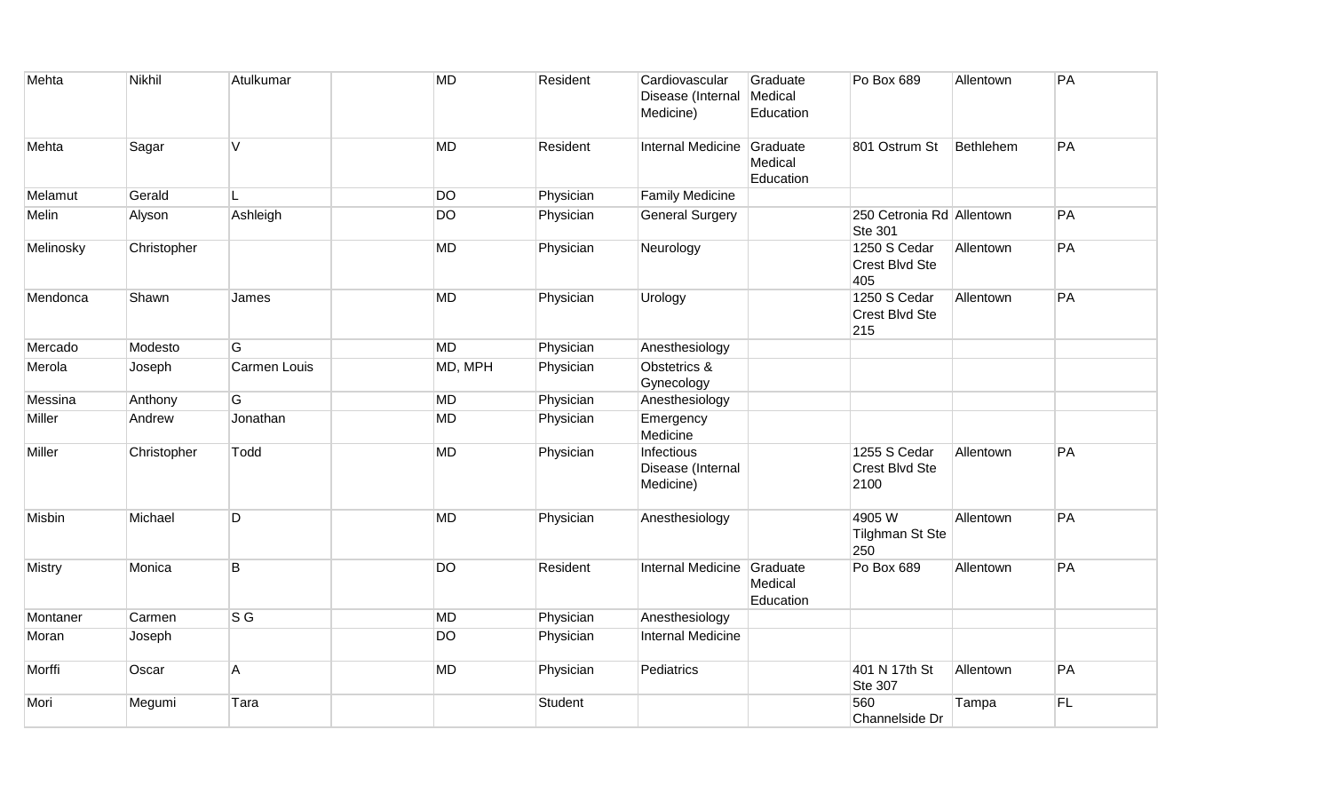| | | | | | | | | | | |
|---|---|---|---|---|---|---|---|---|---|---|
| Mehta | Nikhil | Atulkumar | | MD | Resident | Cardiovascular Disease (Internal Medicine) | Graduate Medical Education | Po Box 689 | Allentown | PA |
| Mehta | Sagar | V | | MD | Resident | Internal Medicine | Graduate Medical Education | 801 Ostrum St | Bethlehem | PA |
| Melamut | Gerald | L | | DO | Physician | Family Medicine | | | | |
| Melin | Alyson | Ashleigh | | DO | Physician | General Surgery | | 250 Cetronia Rd Ste 301 | Allentown | PA |
| Melinosky | Christopher | | | MD | Physician | Neurology | | 1250 S Cedar Crest Blvd Ste 405 | Allentown | PA |
| Mendonca | Shawn | James | | MD | Physician | Urology | | 1250 S Cedar Crest Blvd Ste 215 | Allentown | PA |
| Mercado | Modesto | G | | MD | Physician | Anesthesiology | | | | |
| Merola | Joseph | Carmen Louis | | MD, MPH | Physician | Obstetrics & Gynecology | | | | |
| Messina | Anthony | G | | MD | Physician | Anesthesiology | | | | |
| Miller | Andrew | Jonathan | | MD | Physician | Emergency Medicine | | | | |
| Miller | Christopher | Todd | | MD | Physician | Infectious Disease (Internal Medicine) | | 1255 S Cedar Crest Blvd Ste 2100 | Allentown | PA |
| Misbin | Michael | D | | MD | Physician | Anesthesiology | | 4905 W Tilghman St Ste 250 | Allentown | PA |
| Mistry | Monica | B | | DO | Resident | Internal Medicine | Graduate Medical Education | Po Box 689 | Allentown | PA |
| Montaner | Carmen | S G | | MD | Physician | Anesthesiology | | | | |
| Moran | Joseph | | | DO | Physician | Internal Medicine | | | | |
| Morffi | Oscar | A | | MD | Physician | Pediatrics | | 401 N 17th St Ste 307 | Allentown | PA |
| Mori | Megumi | Tara | | | Student | | | 560 Channelside Dr | Tampa | FL |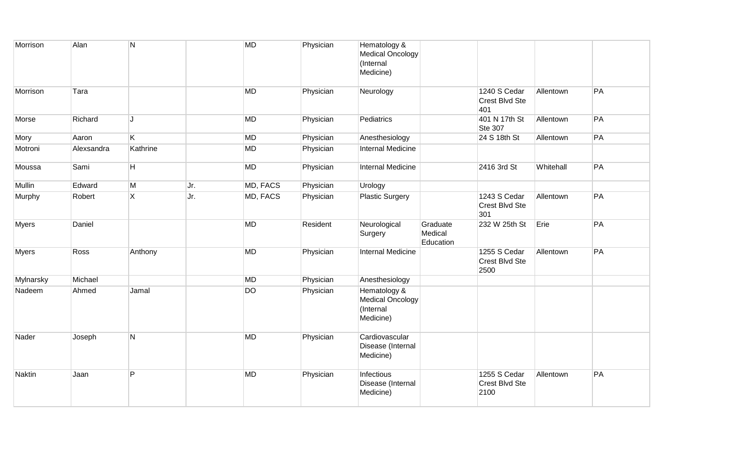| | | | | | | | | | | |
|---|---|---|---|---|---|---|---|---|---|---|
| Morrison | Alan | N | | MD | Physician | Hematology & Medical Oncology (Internal Medicine) | | | | |
| Morrison | Tara | | | MD | Physician | Neurology | | 1240 S Cedar Crest Blvd Ste 401 | Allentown | PA |
| Morse | Richard | J | | MD | Physician | Pediatrics | | 401 N 17th St Ste 307 | Allentown | PA |
| Mory | Aaron | K | | MD | Physician | Anesthesiology | | 24 S 18th St | Allentown | PA |
| Motroni | Alexsandra | Kathrine | | MD | Physician | Internal Medicine | | | | |
| Moussa | Sami | H | | MD | Physician | Internal Medicine | | 2416 3rd St | Whitehall | PA |
| Mullin | Edward | M | Jr. | MD, FACS | Physician | Urology | | | | |
| Murphy | Robert | X | Jr. | MD, FACS | Physician | Plastic Surgery | | 1243 S Cedar Crest Blvd Ste 301 | Allentown | PA |
| Myers | Daniel | | | MD | Resident | Neurological Surgery | Graduate Medical Education | 232 W 25th St | Erie | PA |
| Myers | Ross | Anthony | | MD | Physician | Internal Medicine | | 1255 S Cedar Crest Blvd Ste 2500 | Allentown | PA |
| Mylnarsky | Michael | | | MD | Physician | Anesthesiology | | | | |
| Nadeem | Ahmed | Jamal | | DO | Physician | Hematology & Medical Oncology (Internal Medicine) | | | | |
| Nader | Joseph | N | | MD | Physician | Cardiovascular Disease (Internal Medicine) | | | | |
| Naktin | Jaan | P | | MD | Physician | Infectious Disease (Internal Medicine) | | 1255 S Cedar Crest Blvd Ste 2100 | Allentown | PA |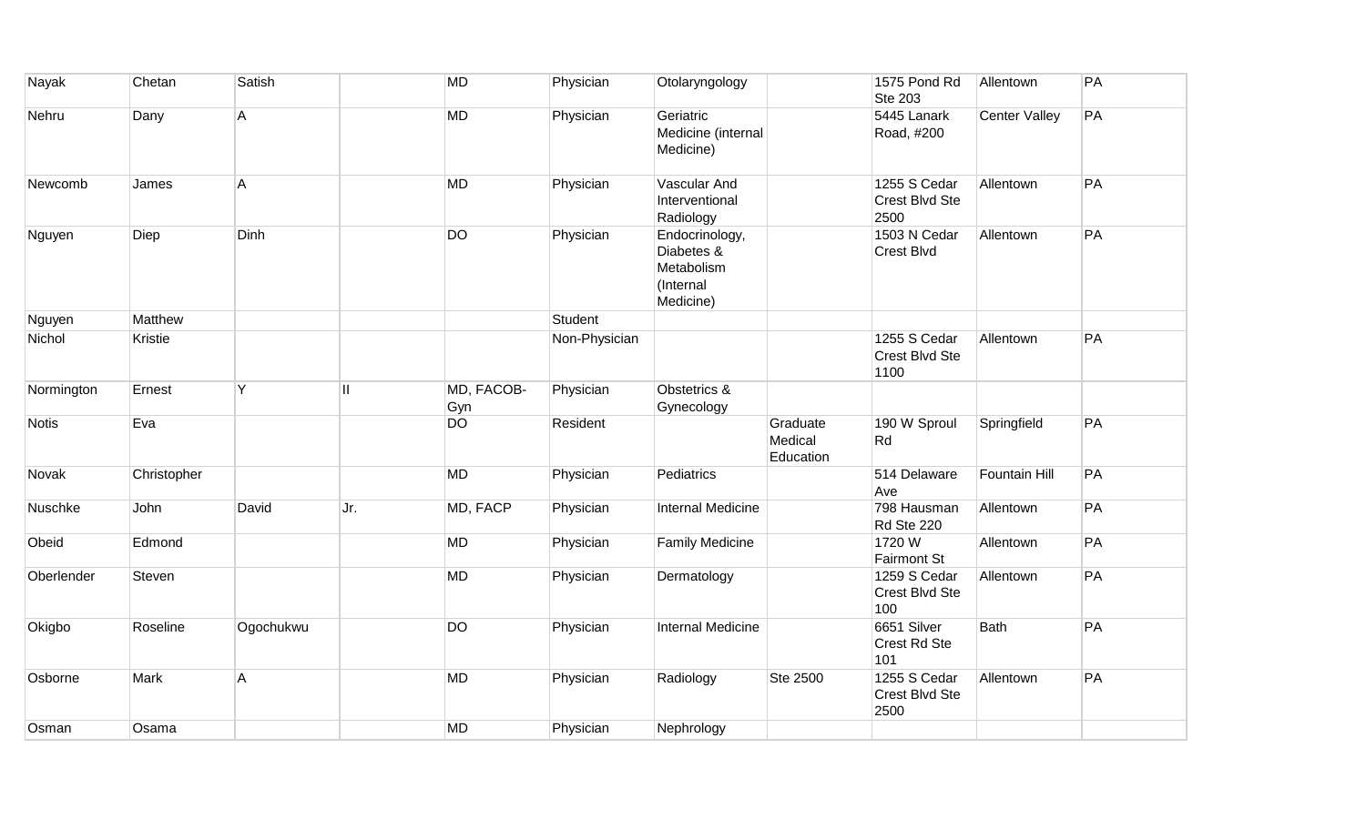| | | | | | | | | | | |
|---|---|---|---|---|---|---|---|---|---|---|
| Nayak | Chetan | Satish | | MD | Physician | Otolaryngology | | 1575 Pond Rd Ste 203 | Allentown | PA |
| Nehru | Dany | A | | MD | Physician | Geriatric Medicine (internal Medicine) | | 5445 Lanark Road, #200 | Center Valley | PA |
| Newcomb | James | A | | MD | Physician | Vascular And Interventional Radiology | | 1255 S Cedar Crest Blvd Ste 2500 | Allentown | PA |
| Nguyen | Diep | Dinh | | DO | Physician | Endocrinology, Diabetes & Metabolism (Internal Medicine) | | 1503 N Cedar Crest Blvd | Allentown | PA |
| Nguyen | Matthew | | | | Student | | | | | |
| Nichol | Kristie | | | | Non-Physician | | | 1255 S Cedar Crest Blvd Ste 1100 | Allentown | PA |
| Normington | Ernest | Y | II | MD, FACOB-Gyn | Physician | Obstetrics & Gynecology | | | | |
| Notis | Eva | | | DO | Resident | | Graduate Medical Education | 190 W Sproul Rd | Springfield | PA |
| Novak | Christopher | | | MD | Physician | Pediatrics | | 514 Delaware Ave | Fountain Hill | PA |
| Nuschke | John | David | Jr. | MD, FACP | Physician | Internal Medicine | | 798 Hausman Rd Ste 220 | Allentown | PA |
| Obeid | Edmond | | | MD | Physician | Family Medicine | | 1720 W Fairmont St | Allentown | PA |
| Oberlender | Steven | | | MD | Physician | Dermatology | | 1259 S Cedar Crest Blvd Ste 100 | Allentown | PA |
| Okigbo | Roseline | Ogochukwu | | DO | Physician | Internal Medicine | | 6651 Silver Crest Rd Ste 101 | Bath | PA |
| Osborne | Mark | A | | MD | Physician | Radiology | Ste 2500 | 1255 S Cedar Crest Blvd Ste 2500 | Allentown | PA |
| Osman | Osama | | | MD | Physician | Nephrology | | | | |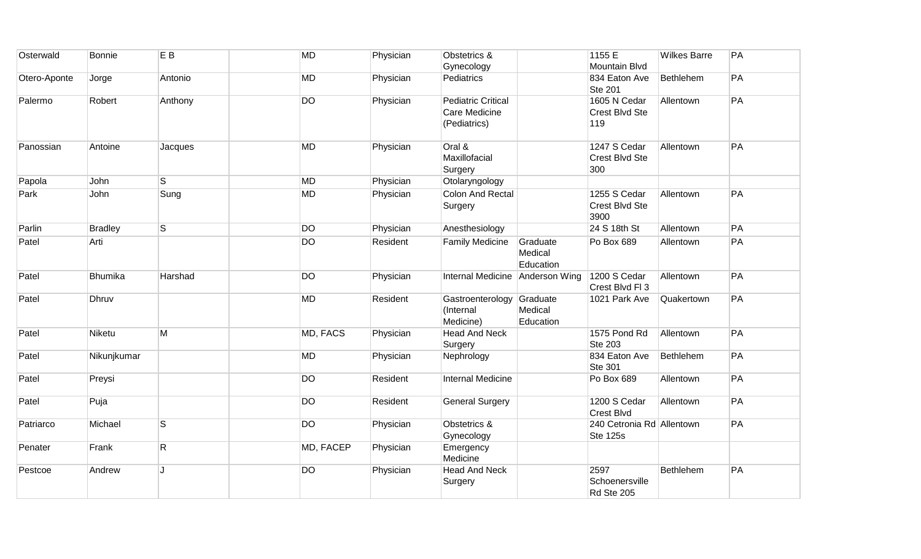| | | | | | | | | | | |
|---|---|---|---|---|---|---|---|---|---|---|
| Osterwald | Bonnie | E B | | MD | Physician | Obstetrics & Gynecology | | 1155 E Mountain Blvd | Wilkes Barre | PA |
| Otero-Aponte | Jorge | Antonio | | MD | Physician | Pediatrics | | 834 Eaton Ave Ste 201 | Bethlehem | PA |
| Palermo | Robert | Anthony | | DO | Physician | Pediatric Critical Care Medicine (Pediatrics) | | 1605 N Cedar Crest Blvd Ste 119 | Allentown | PA |
| Panossian | Antoine | Jacques | | MD | Physician | Oral & Maxillofacial Surgery | | 1247 S Cedar Crest Blvd Ste 300 | Allentown | PA |
| Papola | John | S | | MD | Physician | Otolaryngology | | | | |
| Park | John | Sung | | MD | Physician | Colon And Rectal Surgery | | 1255 S Cedar Crest Blvd Ste 3900 | Allentown | PA |
| Parlin | Bradley | S | | DO | Physician | Anesthesiology | | 24 S 18th St | Allentown | PA |
| Patel | Arti | | | DO | Resident | Family Medicine | Graduate Medical Education | Po Box 689 | Allentown | PA |
| Patel | Bhumika | Harshad | | DO | Physician | Internal Medicine | Anderson Wing | 1200 S Cedar Crest Blvd Fl 3 | Allentown | PA |
| Patel | Dhruv | | | MD | Resident | Gastroenterology (Internal Medicine) | Graduate Medical Education | 1021 Park Ave | Quakertown | PA |
| Patel | Niketu | M | | MD, FACS | Physician | Head And Neck Surgery | | 1575 Pond Rd Ste 203 | Allentown | PA |
| Patel | Nikunjkumar | | | MD | Physician | Nephrology | | 834 Eaton Ave Ste 301 | Bethlehem | PA |
| Patel | Preysi | | | DO | Resident | Internal Medicine | | Po Box 689 | Allentown | PA |
| Patel | Puja | | | DO | Resident | General Surgery | | 1200 S Cedar Crest Blvd | Allentown | PA |
| Patriarco | Michael | S | | DO | Physician | Obstetrics & Gynecology | | 240 Cetronia Rd Ste 125s | Allentown | PA |
| Penater | Frank | R | | MD, FACEP | Physician | Emergency Medicine | | | | |
| Pestcoe | Andrew | J | | DO | Physician | Head And Neck Surgery | | 2597 Schoenersville Rd Ste 205 | Bethlehem | PA |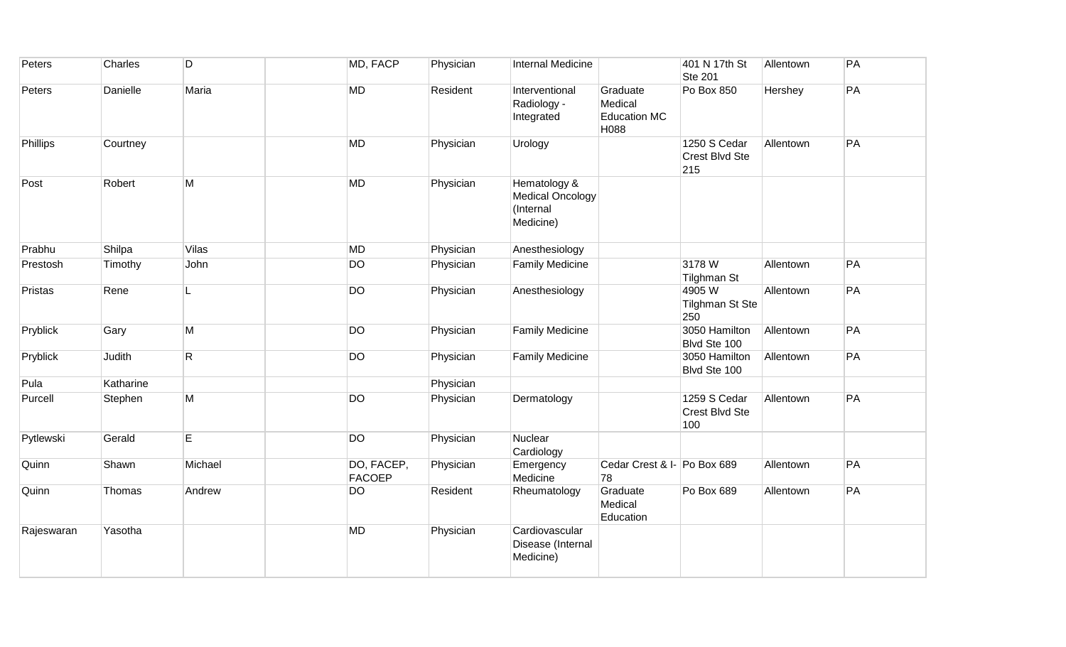| | | | | | | | | | | |
|---|---|---|---|---|---|---|---|---|---|---|
| Peters | Charles | D | | MD, FACP | Physician | Internal Medicine | | 401 N 17th St Ste 201 | Allentown | PA |
| Peters | Danielle | Maria | | MD | Resident | Interventional Radiology - Integrated | Graduate Medical Education MC H088 | Po Box 850 | Hershey | PA |
| Phillips | Courtney | | | MD | Physician | Urology | | 1250 S Cedar Crest Blvd Ste 215 | Allentown | PA |
| Post | Robert | M | | MD | Physician | Hematology & Medical Oncology (Internal Medicine) | | | | |
| Prabhu | Shilpa | Vilas | | MD | Physician | Anesthesiology | | | | |
| Prestosh | Timothy | John | | DO | Physician | Family Medicine | | 3178 W Tilghman St | Allentown | PA |
| Pristas | Rene | L | | DO | Physician | Anesthesiology | | 4905 W Tilghman St Ste 250 | Allentown | PA |
| Pryblick | Gary | M | | DO | Physician | Family Medicine | | 3050 Hamilton Blvd Ste 100 | Allentown | PA |
| Pryblick | Judith | R | | DO | Physician | Family Medicine | | 3050 Hamilton Blvd Ste 100 | Allentown | PA |
| Pula | Katharine | | | | Physician | | | | | |
| Purcell | Stephen | M | | DO | Physician | Dermatology | | 1259 S Cedar Crest Blvd Ste 100 | Allentown | PA |
| Pytlewski | Gerald | E | | DO | Physician | Nuclear Cardiology | | | | |
| Quinn | Shawn | Michael | | DO, FACEP, FACOEP | Physician | Emergency Medicine | Cedar Crest & I-78 | Po Box 689 | Allentown | PA |
| Quinn | Thomas | Andrew | | DO | Resident | Rheumatology | Graduate Medical Education | Po Box 689 | Allentown | PA |
| Rajeswaran | Yasotha | | | MD | Physician | Cardiovascular Disease (Internal Medicine) | | | | |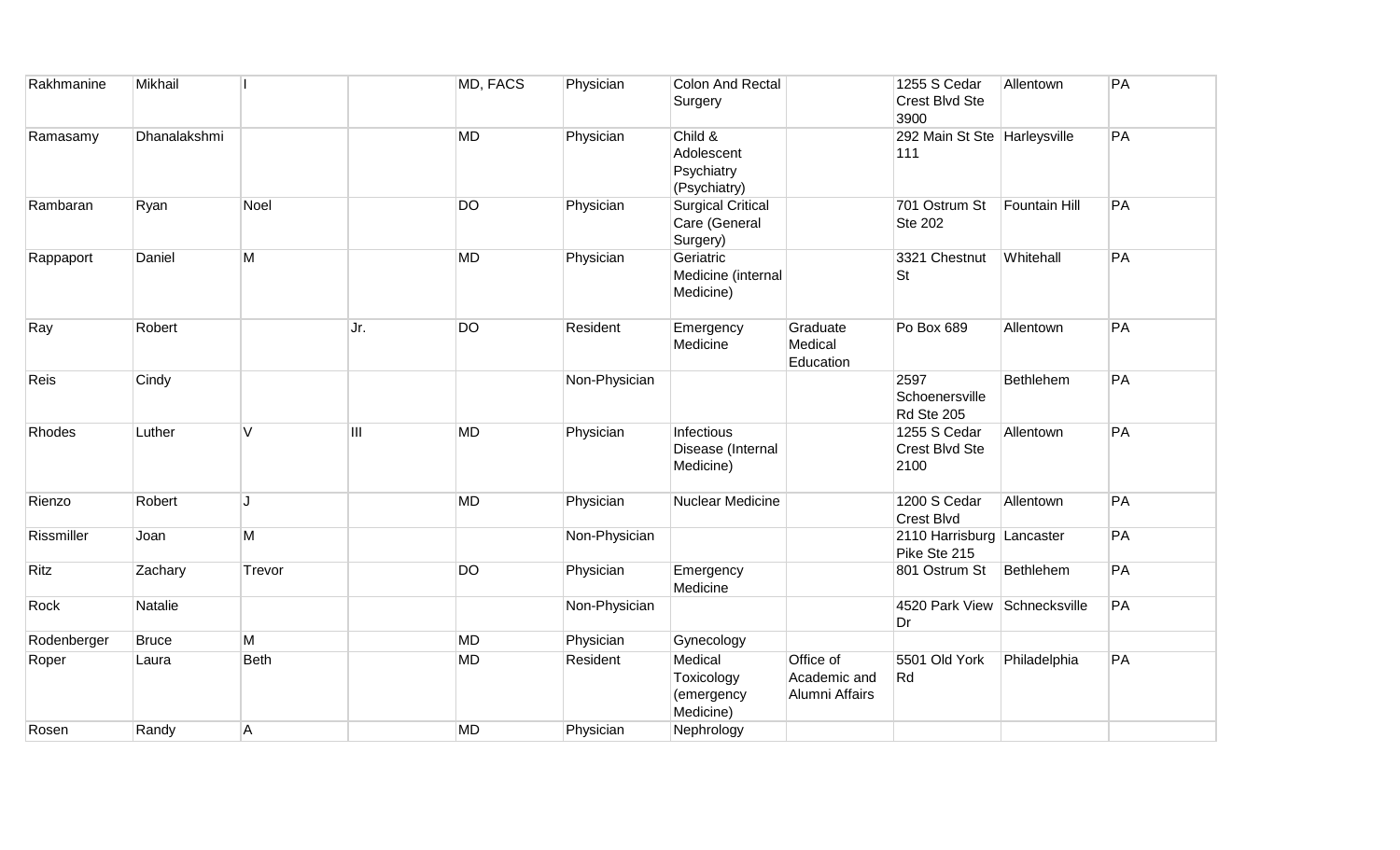| | | | | | | | | | | |
|---|---|---|---|---|---|---|---|---|---|---|
| Rakhmanine | Mikhail | I | | MD, FACS | Physician | Colon And Rectal Surgery | | 1255 S Cedar Crest Blvd Ste 3900 | Allentown | PA |
| Ramasamy | Dhanalakshmi | | | MD | Physician | Child & Adolescent Psychiatry (Psychiatry) | | 292 Main St Ste 111 | Harleysville | PA |
| Rambaran | Ryan | Noel | | DO | Physician | Surgical Critical Care (General Surgery) | | 701 Ostrum St Ste 202 | Fountain Hill | PA |
| Rappaport | Daniel | M | | MD | Physician | Geriatric Medicine (internal Medicine) | | 3321 Chestnut St | Whitehall | PA |
| Ray | Robert | | Jr. | DO | Resident | Emergency Medicine | Graduate Medical Education | Po Box 689 | Allentown | PA |
| Reis | Cindy | | | | Non-Physician | | | 2597 Schoenersville Rd Ste 205 | Bethlehem | PA |
| Rhodes | Luther | V | III | MD | Physician | Infectious Disease (Internal Medicine) | | 1255 S Cedar Crest Blvd Ste 2100 | Allentown | PA |
| Rienzo | Robert | J | | MD | Physician | Nuclear Medicine | | 1200 S Cedar Crest Blvd | Allentown | PA |
| Rissmiller | Joan | M | | | Non-Physician | | | 2110 Harrisburg Pike Ste 215 | Lancaster | PA |
| Ritz | Zachary | Trevor | | DO | Physician | Emergency Medicine | | 801 Ostrum St | Bethlehem | PA |
| Rock | Natalie | | | | Non-Physician | | | 4520 Park View Dr | Schnecksville | PA |
| Rodenberger | Bruce | M | | MD | Physician | Gynecology | | | | |
| Roper | Laura | Beth | | MD | Resident | Medical Toxicology (emergency Medicine) | Office of Academic and Alumni Affairs | 5501 Old York Rd | Philadelphia | PA |
| Rosen | Randy | A | | MD | Physician | Nephrology | | | | |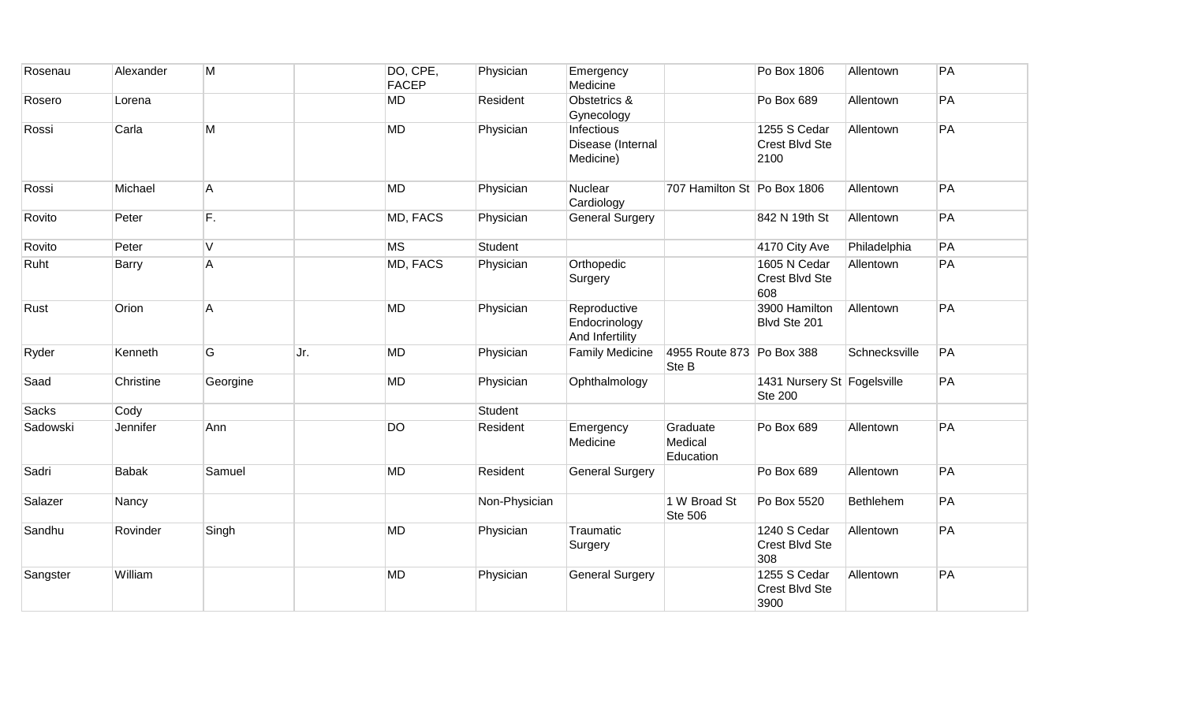| | | | | | | | | | | |
|---|---|---|---|---|---|---|---|---|---|---|
| Rosenau | Alexander | M | | DO, CPE, FACEP | Physician | Emergency Medicine | | Po Box 1806 | Allentown | PA |
| Rosero | Lorena | | | MD | Resident | Obstetrics & Gynecology | | Po Box 689 | Allentown | PA |
| Rossi | Carla | M | | MD | Physician | Infectious Disease (Internal Medicine) | | 1255 S Cedar Crest Blvd Ste 2100 | Allentown | PA |
| Rossi | Michael | A | | MD | Physician | Nuclear Cardiology | 707 Hamilton St | Po Box 1806 | Allentown | PA |
| Rovito | Peter | F. | | MD, FACS | Physician | General Surgery | | 842 N 19th St | Allentown | PA |
| Rovito | Peter | V | | MS | Student | | | 4170 City Ave | Philadelphia | PA |
| Ruht | Barry | A | | MD, FACS | Physician | Orthopedic Surgery | | 1605 N Cedar Crest Blvd Ste 608 | Allentown | PA |
| Rust | Orion | A | | MD | Physician | Reproductive Endocrinology And Infertility | | 3900 Hamilton Blvd Ste 201 | Allentown | PA |
| Ryder | Kenneth | G | Jr. | MD | Physician | Family Medicine | 4955 Route 873 Ste B | Po Box 388 | Schnecksville | PA |
| Saad | Christine | Georgine | | MD | Physician | Ophthalmology | | 1431 Nursery St Ste 200 | Fogelsville | PA |
| Sacks | Cody | | | | Student | | | | | |
| Sadowski | Jennifer | Ann | | DO | Resident | Emergency Medicine | Graduate Medical Education | Po Box 689 | Allentown | PA |
| Sadri | Babak | Samuel | | MD | Resident | General Surgery | | Po Box 689 | Allentown | PA |
| Salazer | Nancy | | | | Non-Physician | | 1 W Broad St Ste 506 | Po Box 5520 | Bethlehem | PA |
| Sandhu | Rovinder | Singh | | MD | Physician | Traumatic Surgery | | 1240 S Cedar Crest Blvd Ste 308 | Allentown | PA |
| Sangster | William | | | MD | Physician | General Surgery | | 1255 S Cedar Crest Blvd Ste 3900 | Allentown | PA |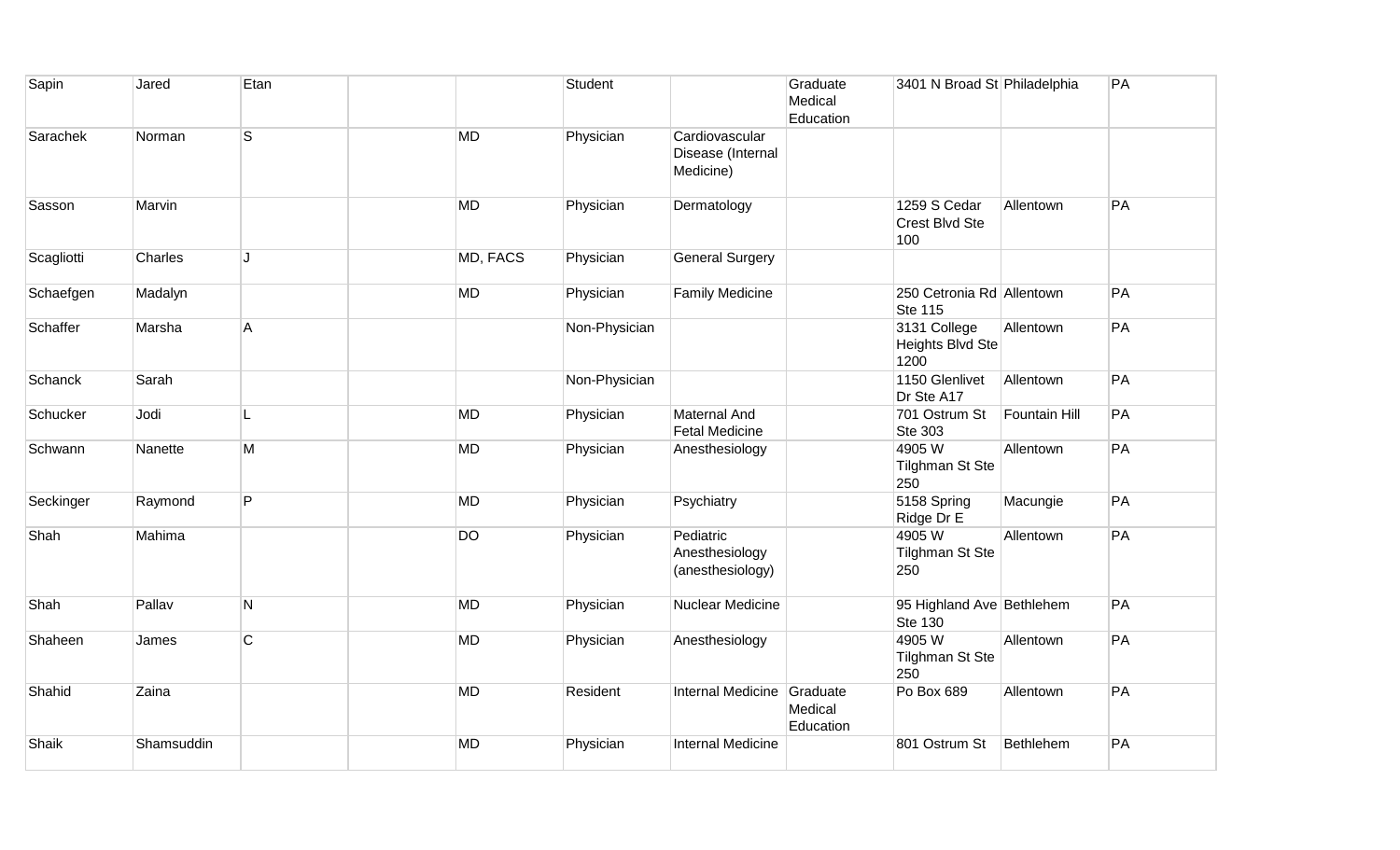| Sapin | Jared | Etan | | | Student | | Graduate Medical Education | 3401 N Broad St | Philadelphia | PA |
|---|---|---|---|---|---|---|---|---|---|---|
| Sarachek | Norman | S | | MD | Physician | Cardiovascular Disease (Internal Medicine) | | | | |
| Sasson | Marvin | | | MD | Physician | Dermatology | | 1259 S Cedar Crest Blvd Ste 100 | Allentown | PA |
| Scagliotti | Charles | J | | MD, FACS | Physician | General Surgery | | | | |
| Schaefgen | Madalyn | | | MD | Physician | Family Medicine | | 250 Cetronia Rd Ste 115 | Allentown | PA |
| Schaffer | Marsha | A | | | Non-Physician | | | 3131 College Heights Blvd Ste 1200 | Allentown | PA |
| Schanck | Sarah | | | | Non-Physician | | | 1150 Glenlivet Dr Ste A17 | Allentown | PA |
| Schucker | Jodi | L | | MD | Physician | Maternal And Fetal Medicine | | 701 Ostrum St Ste 303 | Fountain Hill | PA |
| Schwann | Nanette | M | | MD | Physician | Anesthesiology | | 4905 W Tilghman St Ste 250 | Allentown | PA |
| Seckinger | Raymond | P | | MD | Physician | Psychiatry | | 5158 Spring Ridge Dr E | Macungie | PA |
| Shah | Mahima | | | DO | Physician | Pediatric Anesthesiology (anesthesiology) | | 4905 W Tilghman St Ste 250 | Allentown | PA |
| Shah | Pallav | N | | MD | Physician | Nuclear Medicine | | 95 Highland Ave Ste 130 | Bethlehem | PA |
| Shaheen | James | C | | MD | Physician | Anesthesiology | | 4905 W Tilghman St Ste 250 | Allentown | PA |
| Shahid | Zaina | | | MD | Resident | Internal Medicine | Graduate Medical Education | Po Box 689 | Allentown | PA |
| Shaik | Shamsuddin | | | MD | Physician | Internal Medicine | | 801 Ostrum St | Bethlehem | PA |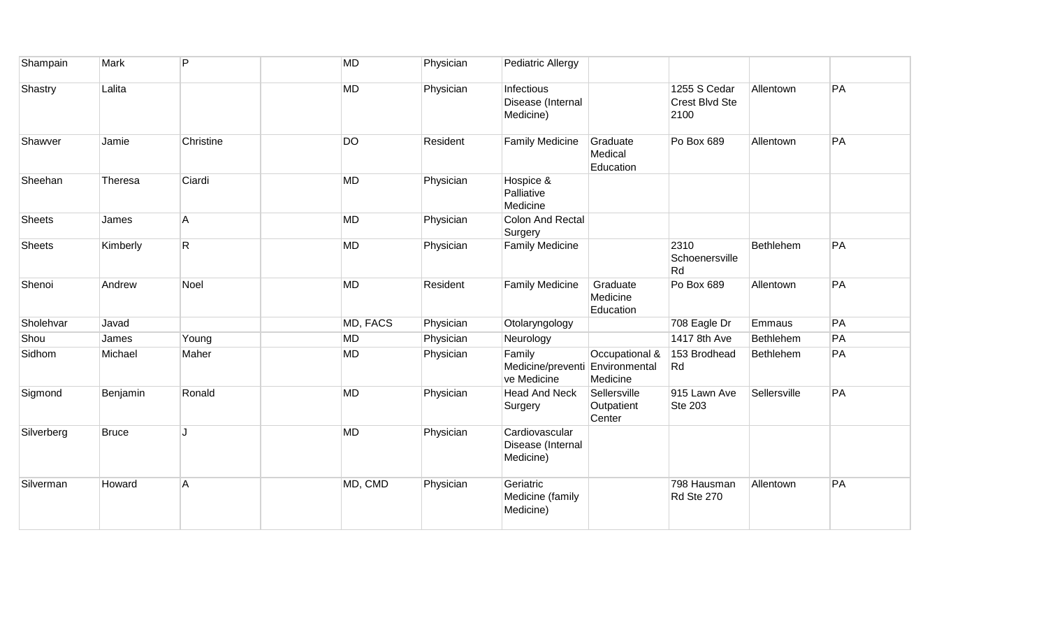| | | | | | | | | | | |
|---|---|---|---|---|---|---|---|---|---|---|
| Shampain | Mark | P | | MD | Physician | Pediatric Allergy | | | | |
| Shastry | Lalita | | | MD | Physician | Infectious Disease (Internal Medicine) | | 1255 S Cedar Crest Blvd Ste 2100 | Allentown | PA |
| Shawver | Jamie | Christine | | DO | Resident | Family Medicine | Graduate Medical Education | Po Box 689 | Allentown | PA |
| Sheehan | Theresa | Ciardi | | MD | Physician | Hospice & Palliative Medicine | | | | |
| Sheets | James | A | | MD | Physician | Colon And Rectal Surgery | | | | |
| Sheets | Kimberly | R | | MD | Physician | Family Medicine | | 2310 Schoenersville Rd | Bethlehem | PA |
| Shenoi | Andrew | Noel | | MD | Resident | Family Medicine | Graduate Medicine Education | Po Box 689 | Allentown | PA |
| Sholehvar | Javad | | | MD, FACS | Physician | Otolaryngology | | 708 Eagle Dr | Emmaus | PA |
| Shou | James | Young | | MD | Physician | Neurology | | 1417 8th Ave | Bethlehem | PA |
| Sidhom | Michael | Maher | | MD | Physician | Family Medicine/preventive Medicine | Occupational & Environmental Medicine | 153 Brodhead Rd | Bethlehem | PA |
| Sigmond | Benjamin | Ronald | | MD | Physician | Head And Neck Surgery | Sellersville Outpatient Center | 915 Lawn Ave Ste 203 | Sellersville | PA |
| Silverberg | Bruce | J | | MD | Physician | Cardiovascular Disease (Internal Medicine) | | | | |
| Silverman | Howard | A | | MD, CMD | Physician | Geriatric Medicine (family Medicine) | | 798 Hausman Rd Ste 270 | Allentown | PA |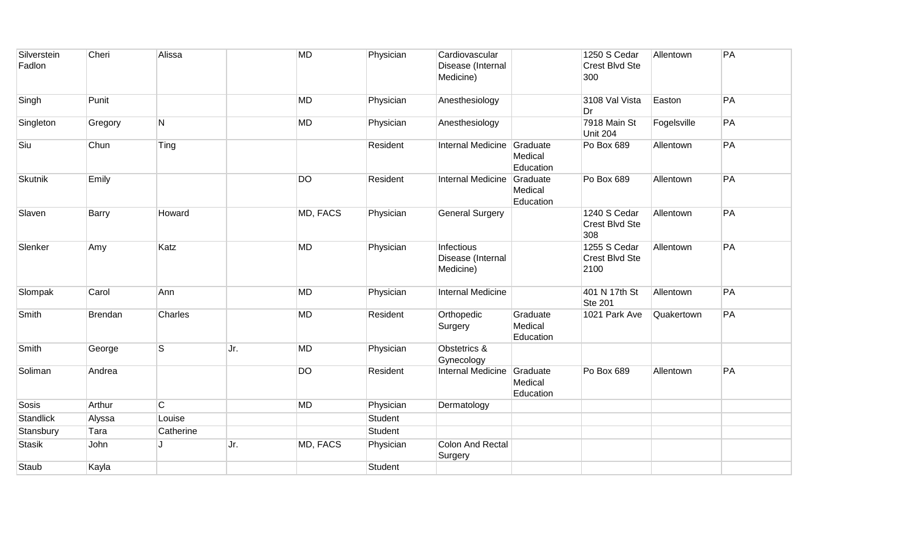| | | | | | | | | | | |
|---|---|---|---|---|---|---|---|---|---|---|
| Silverstein Fadlon | Cheri | Alissa | | MD | Physician | Cardiovascular Disease (Internal Medicine) | | 1250 S Cedar Crest Blvd Ste 300 | Allentown | PA |
| Singh | Punit | | | MD | Physician | Anesthesiology | | 3108 Val Vista Dr | Easton | PA |
| Singleton | Gregory | N | | MD | Physician | Anesthesiology | | 7918 Main St Unit 204 | Fogelsville | PA |
| Siu | Chun | Ting | | | Resident | Internal Medicine | Graduate Medical Education | Po Box 689 | Allentown | PA |
| Skutnik | Emily | | | DO | Resident | Internal Medicine | Graduate Medical Education | Po Box 689 | Allentown | PA |
| Slaven | Barry | Howard | | MD, FACS | Physician | General Surgery | | 1240 S Cedar Crest Blvd Ste 308 | Allentown | PA |
| Slenker | Amy | Katz | | MD | Physician | Infectious Disease (Internal Medicine) | | 1255 S Cedar Crest Blvd Ste 2100 | Allentown | PA |
| Slompak | Carol | Ann | | MD | Physician | Internal Medicine | | 401 N 17th St Ste 201 | Allentown | PA |
| Smith | Brendan | Charles | | MD | Resident | Orthopedic Surgery | Graduate Medical Education | 1021 Park Ave | Quakertown | PA |
| Smith | George | S | Jr. | MD | Physician | Obstetrics & Gynecology | | | | |
| Soliman | Andrea | | | DO | Resident | Internal Medicine | Graduate Medical Education | Po Box 689 | Allentown | PA |
| Sosis | Arthur | C | | MD | Physician | Dermatology | | | | |
| Standlick | Alyssa | Louise | | | Student | | | | | |
| Stansbury | Tara | Catherine | | | Student | | | | | |
| Stasik | John | J | Jr. | MD, FACS | Physician | Colon And Rectal Surgery | | | | |
| Staub | Kayla | | | | Student | | | | | |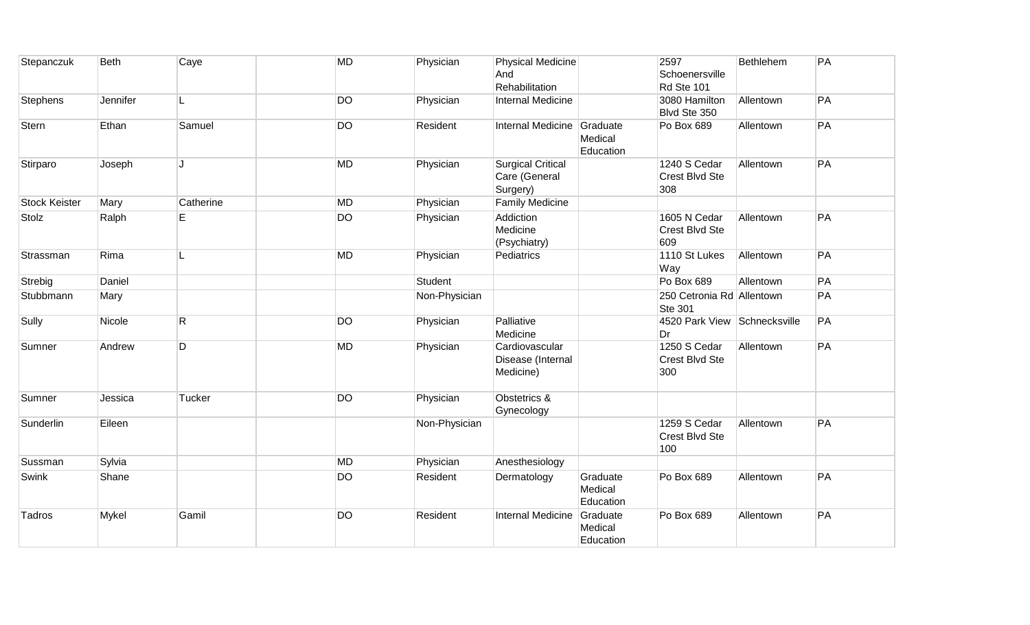| | | | | | | | | | | |
|---|---|---|---|---|---|---|---|---|---|---|
| Stepanczuk | Beth | Caye | | MD | Physician | Physical Medicine And Rehabilitation | | 2597 Schoenersville Rd Ste 101 | Bethlehem | PA |
| Stephens | Jennifer | L | | DO | Physician | Internal Medicine | | 3080 Hamilton Blvd Ste 350 | Allentown | PA |
| Stern | Ethan | Samuel | | DO | Resident | Internal Medicine | Graduate Medical Education | Po Box 689 | Allentown | PA |
| Stirparo | Joseph | J | | MD | Physician | Surgical Critical Care (General Surgery) | | 1240 S Cedar Crest Blvd Ste 308 | Allentown | PA |
| Stock Keister | Mary | Catherine | | MD | Physician | Family Medicine | | | | |
| Stolz | Ralph | E | | DO | Physician | Addiction Medicine (Psychiatry) | | 1605 N Cedar Crest Blvd Ste 609 | Allentown | PA |
| Strassman | Rima | L | | MD | Physician | Pediatrics | | 1110 St Lukes Way | Allentown | PA |
| Strebig | Daniel | | | | Student | | | Po Box 689 | Allentown | PA |
| Stubbmann | Mary | | | | Non-Physician | | | 250 Cetronia Rd Ste 301 | Allentown | PA |
| Sully | Nicole | R | | DO | Physician | Palliative Medicine | | 4520 Park View Dr | Schnecksville | PA |
| Sumner | Andrew | D | | MD | Physician | Cardiovascular Disease (Internal Medicine) | | 1250 S Cedar Crest Blvd Ste 300 | Allentown | PA |
| Sumner | Jessica | Tucker | | DO | Physician | Obstetrics & Gynecology | | | | |
| Sunderlin | Eileen | | | | Non-Physician | | | 1259 S Cedar Crest Blvd Ste 100 | Allentown | PA |
| Sussman | Sylvia | | | MD | Physician | Anesthesiology | | | | |
| Swink | Shane | | | DO | Resident | Dermatology | Graduate Medical Education | Po Box 689 | Allentown | PA |
| Tadros | Mykel | Gamil | | DO | Resident | Internal Medicine | Graduate Medical Education | Po Box 689 | Allentown | PA |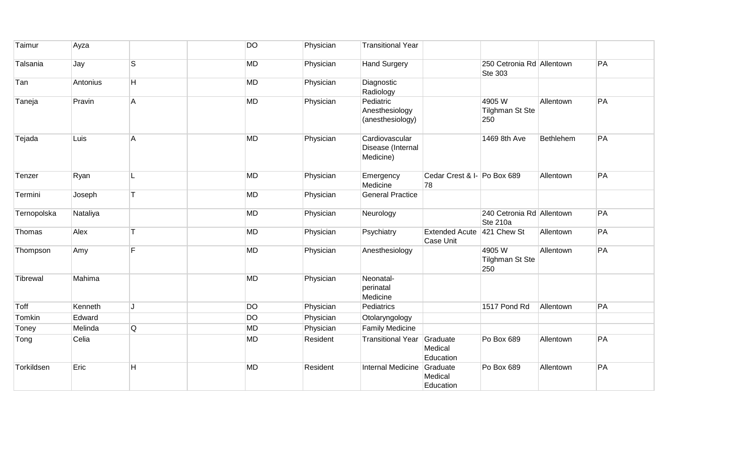| | | | | | | | | | | |
|---|---|---|---|---|---|---|---|---|---|---|
| Taimur | Ayza | | | DO | Physician | Transitional Year | | | | |
| Talsania | Jay | S | | MD | Physician | Hand Surgery | | 250 Cetronia Rd Ste 303 | Allentown | PA |
| Tan | Antonius | H | | MD | Physician | Diagnostic Radiology | | | | |
| Taneja | Pravin | A | | MD | Physician | Pediatric Anesthesiology (anesthesiology) | | 4905 W Tilghman St Ste 250 | Allentown | PA |
| Tejada | Luis | A | | MD | Physician | Cardiovascular Disease (Internal Medicine) | | 1469 8th Ave | Bethlehem | PA |
| Tenzer | Ryan | L | | MD | Physician | Emergency Medicine | Cedar Crest & I-78 | Po Box 689 | Allentown | PA |
| Termini | Joseph | T | | MD | Physician | General Practice | | | | |
| Ternopolska | Nataliya | | | MD | Physician | Neurology | | 240 Cetronia Rd Ste 210a | Allentown | PA |
| Thomas | Alex | T | | MD | Physician | Psychiatry | Extended Acute Case Unit | 421 Chew St | Allentown | PA |
| Thompson | Amy | F | | MD | Physician | Anesthesiology | | 4905 W Tilghman St Ste 250 | Allentown | PA |
| Tibrewal | Mahima | | | MD | Physician | Neonatal-perinatal Medicine | | | | |
| Toff | Kenneth | J | | DO | Physician | Pediatrics | | 1517 Pond Rd | Allentown | PA |
| Tomkin | Edward | | | DO | Physician | Otolaryngology | | | | |
| Toney | Melinda | Q | | MD | Physician | Family Medicine | | | | |
| Tong | Celia | | | MD | Resident | Transitional Year | Graduate Medical Education | Po Box 689 | Allentown | PA |
| Torkildsen | Eric | H | | MD | Resident | Internal Medicine | Graduate Medical Education | Po Box 689 | Allentown | PA |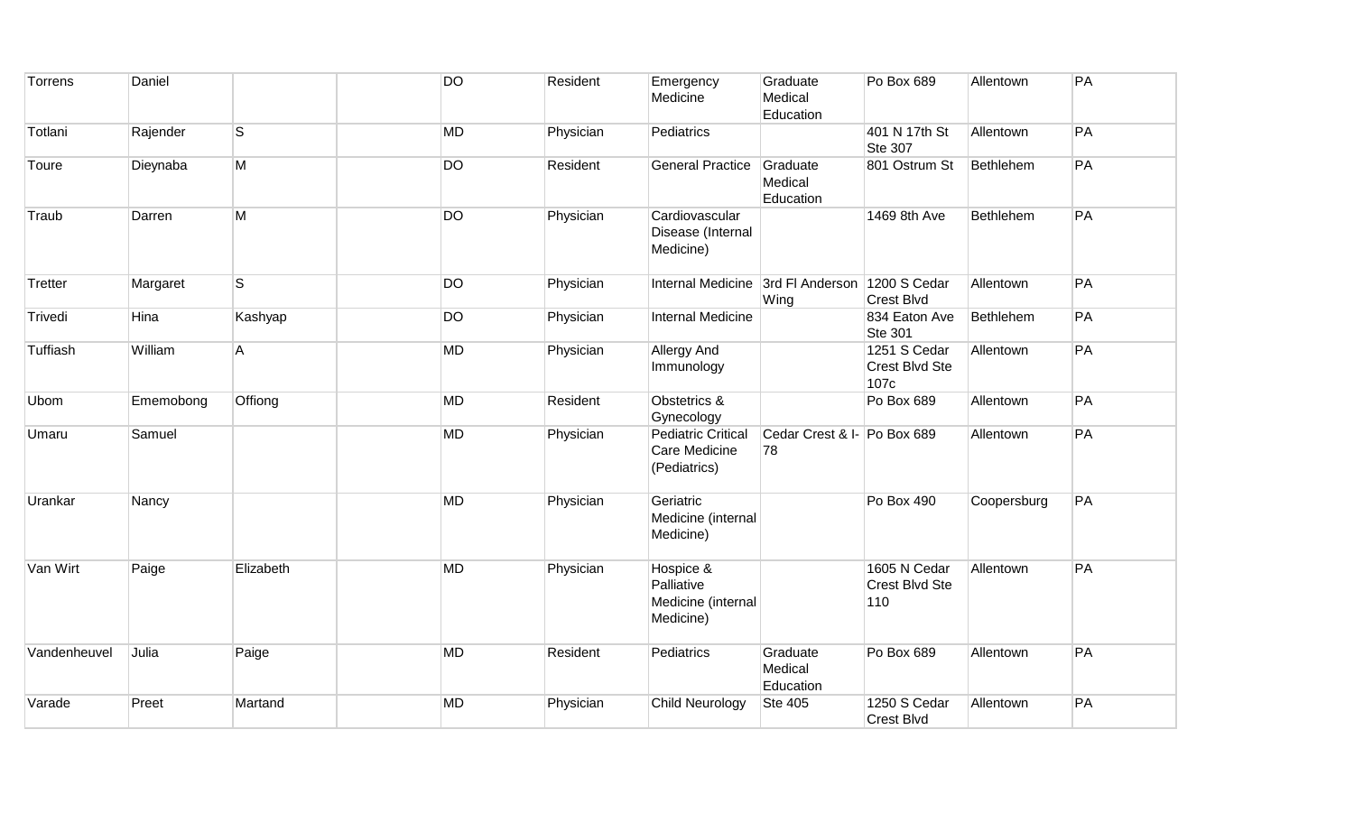| | | | | | | | | | | |
|---|---|---|---|---|---|---|---|---|---|---|
| Torrens | Daniel | | | DO | Resident | Emergency Medicine | Graduate Medical Education | Po Box 689 | Allentown | PA |
| Totlani | Rajender | S | | MD | Physician | Pediatrics | | 401 N 17th St Ste 307 | Allentown | PA |
| Toure | Dieynaba | M | | DO | Resident | General Practice | Graduate Medical Education | 801 Ostrum St | Bethlehem | PA |
| Traub | Darren | M | | DO | Physician | Cardiovascular Disease (Internal Medicine) | | 1469 8th Ave | Bethlehem | PA |
| Tretter | Margaret | S | | DO | Physician | Internal Medicine | 3rd Fl Anderson Wing | 1200 S Cedar Crest Blvd | Allentown | PA |
| Trivedi | Hina | Kashyap | | DO | Physician | Internal Medicine | | 834 Eaton Ave Ste 301 | Bethlehem | PA |
| Tuffiash | William | A | | MD | Physician | Allergy And Immunology | | 1251 S Cedar Crest Blvd Ste 107c | Allentown | PA |
| Ubom | Ememobong | Offiong | | MD | Resident | Obstetrics & Gynecology | | Po Box 689 | Allentown | PA |
| Umaru | Samuel | | | MD | Physician | Pediatric Critical Care Medicine (Pediatrics) | Cedar Crest & I-78 | Po Box 689 | Allentown | PA |
| Urankar | Nancy | | | MD | Physician | Geriatric Medicine (internal Medicine) | | Po Box 490 | Coopersburg | PA |
| Van Wirt | Paige | Elizabeth | | MD | Physician | Hospice & Palliative Medicine (internal Medicine) | | 1605 N Cedar Crest Blvd Ste 110 | Allentown | PA |
| Vandenheuvel | Julia | Paige | | MD | Resident | Pediatrics | Graduate Medical Education | Po Box 689 | Allentown | PA |
| Varade | Preet | Martand | | MD | Physician | Child Neurology | Ste 405 | 1250 S Cedar Crest Blvd | Allentown | PA |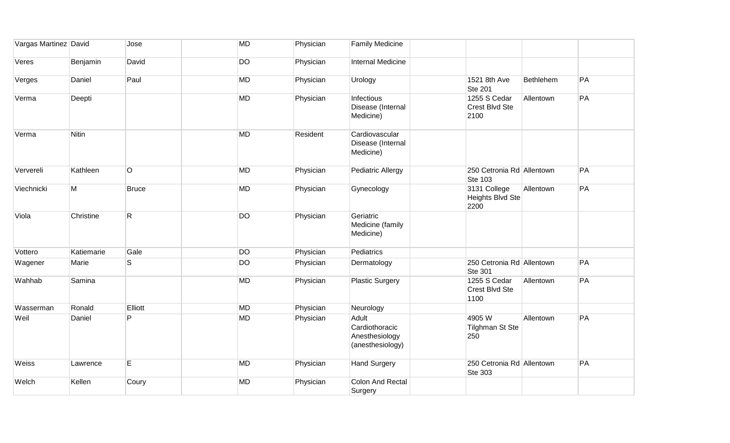| | | | | | | | | | | |
|---|---|---|---|---|---|---|---|---|---|---|
| Vargas Martinez | David | Jose | | MD | Physician | Family Medicine | | | | |
| Veres | Benjamin | David | | DO | Physician | Internal Medicine | | | | |
| Verges | Daniel | Paul | | MD | Physician | Urology | | 1521 8th Ave Ste 201 | Bethlehem | PA |
| Verma | Deepti | | | MD | Physician | Infectious Disease (Internal Medicine) | | 1255 S Cedar Crest Blvd Ste 2100 | Allentown | PA |
| Verma | Nitin | | | MD | Resident | Cardiovascular Disease (Internal Medicine) | | | | |
| Ververeli | Kathleen | O | | MD | Physician | Pediatric Allergy | | 250 Cetronia Rd Ste 103 | Allentown | PA |
| Viechnicki | M | Bruce | | MD | Physician | Gynecology | | 3131 College Heights Blvd Ste 2200 | Allentown | PA |
| Viola | Christine | R | | DO | Physician | Geriatric Medicine (family Medicine) | | | | |
| Vottero | Katiemarie | Gale | | DO | Physician | Pediatrics | | | | |
| Wagener | Marie | S | | DO | Physician | Dermatology | | 250 Cetronia Rd Ste 301 | Allentown | PA |
| Wahhab | Samina | | | MD | Physician | Plastic Surgery | | 1255 S Cedar Crest Blvd Ste 1100 | Allentown | PA |
| Wasserman | Ronald | Elliott | | MD | Physician | Neurology | | | | |
| Weil | Daniel | P | | MD | Physician | Adult Cardiothoracic Anesthesiology (anesthesiology) | | 4905 W Tilghman St Ste 250 | Allentown | PA |
| Weiss | Lawrence | E | | MD | Physician | Hand Surgery | | 250 Cetronia Rd Ste 303 | Allentown | PA |
| Welch | Kellen | Coury | | MD | Physician | Colon And Rectal Surgery | | | | |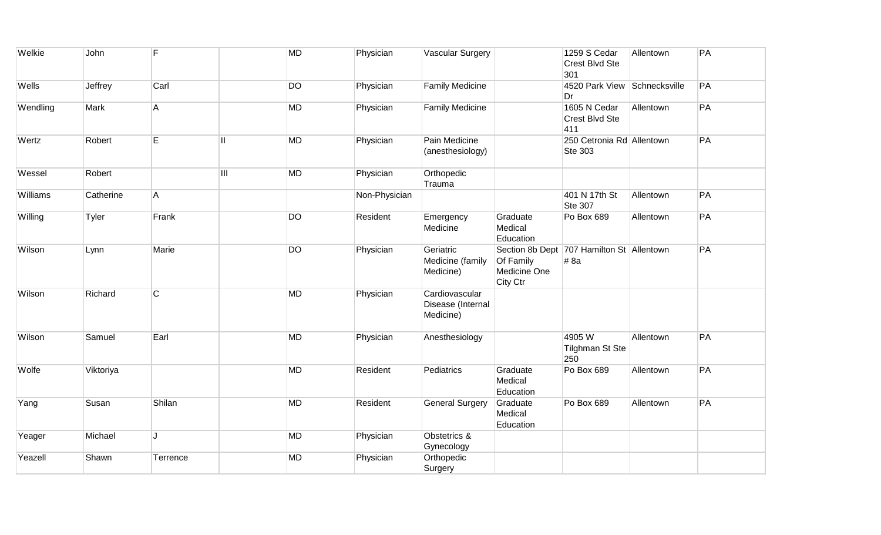| | | | | | | | | | | |
|---|---|---|---|---|---|---|---|---|---|---|
| Welkie | John | F | | MD | Physician | Vascular Surgery | | 1259 S Cedar Crest Blvd Ste 301 | Allentown | PA |
| Wells | Jeffrey | Carl | | DO | Physician | Family Medicine | | 4520 Park View Dr | Schnecksville | PA |
| Wendling | Mark | A | | MD | Physician | Family Medicine | | 1605 N Cedar Crest Blvd Ste 411 | Allentown | PA |
| Wertz | Robert | E | II | MD | Physician | Pain Medicine (anesthesiology) | | 250 Cetronia Rd Ste 303 | Allentown | PA |
| Wessel | Robert | | III | MD | Physician | Orthopedic Trauma | | | | |
| Williams | Catherine | A | | | Non-Physician | | | 401 N 17th St Ste 307 | Allentown | PA |
| Willing | Tyler | Frank | | DO | Resident | Emergency Medicine | Graduate Medical Education | Po Box 689 | Allentown | PA |
| Wilson | Lynn | Marie | | DO | Physician | Geriatric Medicine (family Medicine) | Section 8b Dept Of Family Medicine One City Ctr | 707 Hamilton St # 8a | Allentown | PA |
| Wilson | Richard | C | | MD | Physician | Cardiovascular Disease (Internal Medicine) | | | | |
| Wilson | Samuel | Earl | | MD | Physician | Anesthesiology | | 4905 W Tilghman St Ste 250 | Allentown | PA |
| Wolfe | Viktoriya | | | MD | Resident | Pediatrics | Graduate Medical Education | Po Box 689 | Allentown | PA |
| Yang | Susan | Shilan | | MD | Resident | General Surgery | Graduate Medical Education | Po Box 689 | Allentown | PA |
| Yeager | Michael | J | | MD | Physician | Obstetrics & Gynecology | | | | |
| Yeazell | Shawn | Terrence | | MD | Physician | Orthopedic Surgery | | | | |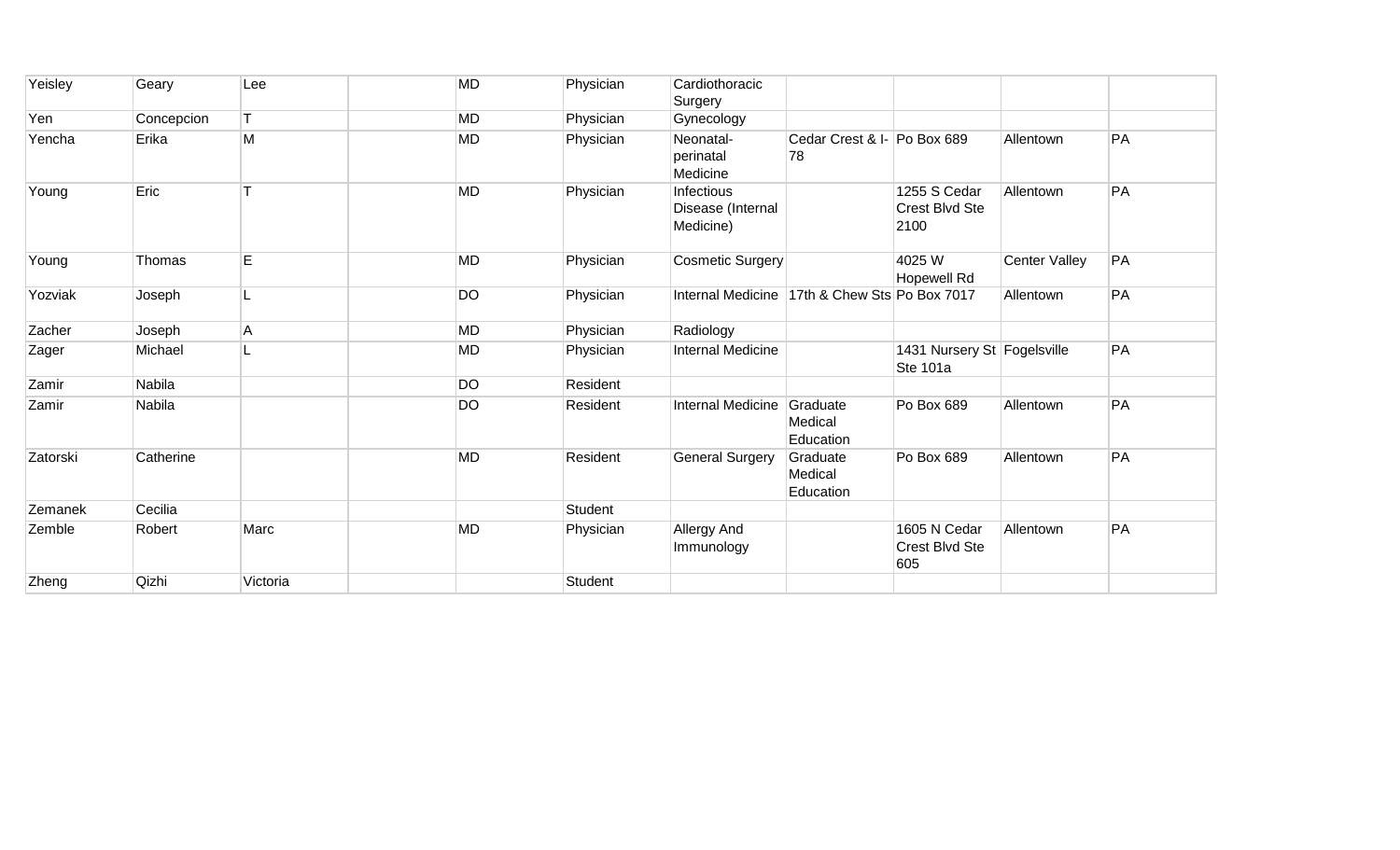| | | | | | | | | | | |
|---|---|---|---|---|---|---|---|---|---|---|
| Yeisley | Geary | Lee | | MD | Physician | Cardiothoracic Surgery | | | | |
| Yen | Concepcion | T | | MD | Physician | Gynecology | | | | |
| Yencha | Erika | M | | MD | Physician | Neonatal-perinatal Medicine | Cedar Crest & I-78 | Po Box 689 | Allentown | PA |
| Young | Eric | T | | MD | Physician | Infectious Disease (Internal Medicine) | | 1255 S Cedar Crest Blvd Ste 2100 | Allentown | PA |
| Young | Thomas | E | | MD | Physician | Cosmetic Surgery | | 4025 W Hopewell Rd | Center Valley | PA |
| Yozviak | Joseph | L | | DO | Physician | Internal Medicine | 17th & Chew Sts | Po Box 7017 | Allentown | PA |
| Zacher | Joseph | A | | MD | Physician | Radiology | | | | |
| Zager | Michael | L | | MD | Physician | Internal Medicine | | 1431 Nursery St Ste 101a | Fogelsville | PA |
| Zamir | Nabila | | | DO | Resident | | | | | |
| Zamir | Nabila | | | DO | Resident | Internal Medicine | Graduate Medical Education | Po Box 689 | Allentown | PA |
| Zatorski | Catherine | | | MD | Resident | General Surgery | Graduate Medical Education | Po Box 689 | Allentown | PA |
| Zemanek | Cecilia | | | | Student | | | | | |
| Zemble | Robert | Marc | | MD | Physician | Allergy And Immunology | | 1605 N Cedar Crest Blvd Ste 605 | Allentown | PA |
| Zheng | Qizhi | Victoria | | | Student | | | | | |